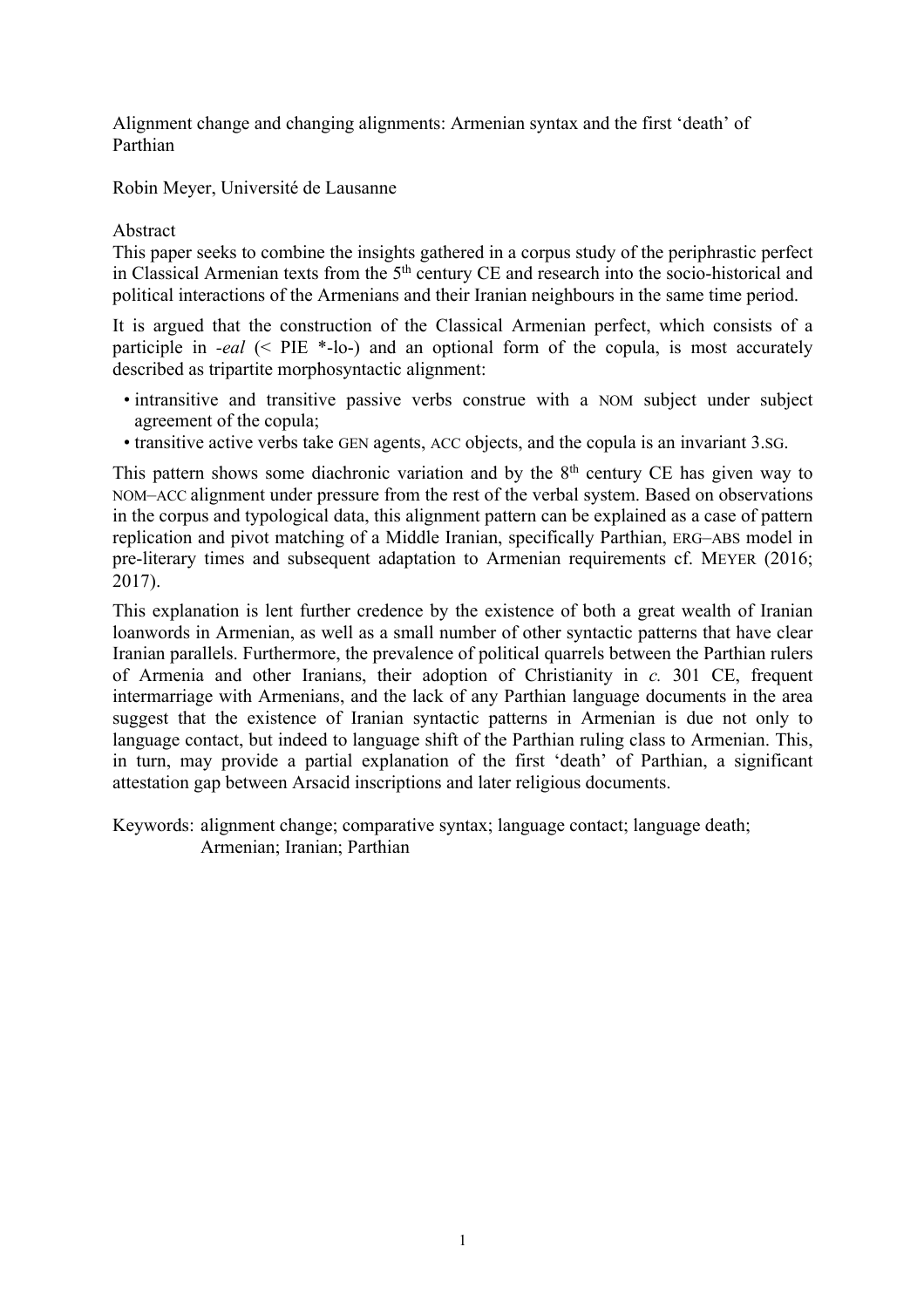# Alignment change and changing alignments: Armenian syntax and the first 'death' of Parthian

Robin Meyer, Université de Lausanne

## Abstract

This paper seeks to combine the insights gathered in a corpus study of the periphrastic perfect in Classical Armenian texts from the 5th century CE and research into the socio-historical and political interactions of the Armenians and their Iranian neighbours in the same time period.

It is argued that the construction of the Classical Armenian perfect, which consists of a participle in *-eal* (< PIE *-lo-) and an optional form of the copula, is most accurately described as tripartite morphosyntactic alignment:

- intransitive and transitive passive verbs construe with a NOM subject under subject agreement of the copula;
- transitive active verbs take GEN agents, ACC objects, and the copula is an invariant 3.SG.

This pattern shows some diachronic variation and by the 8th century CE has given way to NOM–ACC alignment under pressure from the rest of the verbal system. Based on observations in the corpus and typological data, this alignment pattern can be explained as a case of pattern replication and pivot matching of a Middle Iranian, specifically Parthian, ERG–ABS model in pre-literary times and subsequent adaptation to Armenian requirements cf. MEYER (2016; 2017).

This explanation is lent further credence by the existence of both a great wealth of Iranian loanwords in Armenian, as well as a small number of other syntactic patterns that have clear Iranian parallels. Furthermore, the prevalence of political quarrels between the Parthian rulers of Armenia and other Iranians, their adoption of Christianity in *c.* 301 CE, frequent intermarriage with Armenians, and the lack of any Parthian language documents in the area suggest that the existence of Iranian syntactic patterns in Armenian is due not only to language contact, but indeed to language shift of the Parthian ruling class to Armenian. This, in turn, may provide a partial explanation of the first 'death' of Parthian, a significant attestation gap between Arsacid inscriptions and later religious documents.

Keywords: alignment change; comparative syntax; language contact; language death; Armenian; Iranian; Parthian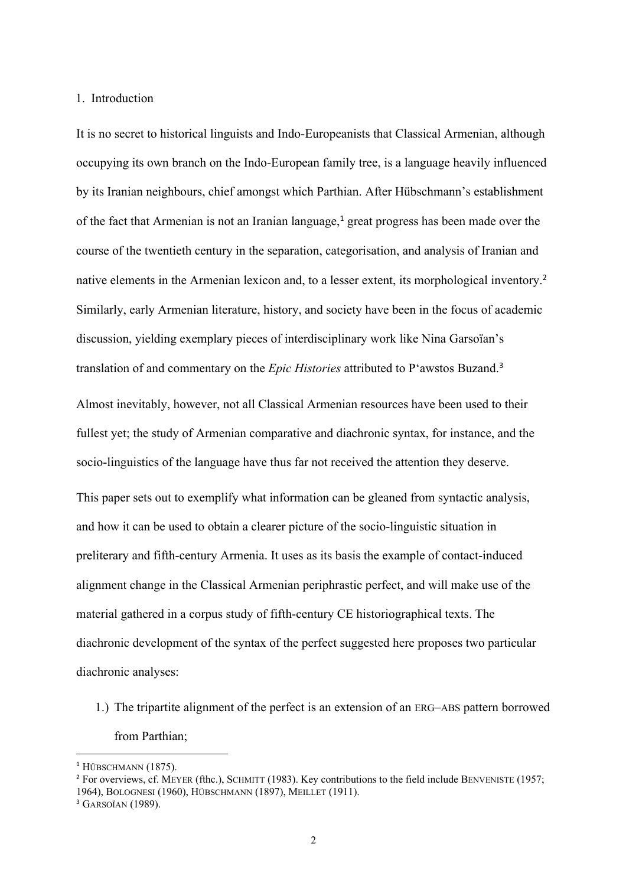## 1. Introduction

It is no secret to historical linguists and Indo-Europeanists that Classical Armenian, although occupying its own branch on the Indo-European family tree, is a language heavily influenced by its Iranian neighbours, chief amongst which Parthian. After Hübschmann's establishment of the fact that Armenian is not an Iranian language,[1] great progress has been made over the course of the twentieth century in the separation, categorisation, and analysis of Iranian and native elements in the Armenian lexicon and, to a lesser extent, its morphological inventory.[2] Similarly, early Armenian literature, history, and society have been in the focus of academic discussion, yielding exemplary pieces of interdisciplinary work like Nina Garsoïan's translation of and commentary on the *Epic Histories* attributed to P'awstos Buzand.[3]

Almost inevitably, however, not all Classical Armenian resources have been used to their fullest yet; the study of Armenian comparative and diachronic syntax, for instance, and the socio-linguistics of the language have thus far not received the attention they deserve.

This paper sets out to exemplify what information can be gleaned from syntactic analysis, and how it can be used to obtain a clearer picture of the socio-linguistic situation in preliterary and fifth-century Armenia. It uses as its basis the example of contact-induced alignment change in the Classical Armenian periphrastic perfect, and will make use of the material gathered in a corpus study of fifth-century CE historiographical texts. The diachronic development of the syntax of the perfect suggested here proposes two particular diachronic analyses:

1.) The tripartite alignment of the perfect is an extension of an ERG–ABS pattern borrowed from Parthian;

---

[1] HÜBSCHMANN (1875).

[2] For overviews, cf. MEYER (fthc.), SCHMITT (1983). Key contributions to the field include BENVENISTE (1957; 1964), BOLOGNESI (1960), HÜBSCHMANN (1897), MEILLET (1911).

[3] GARSOÏAN (1989).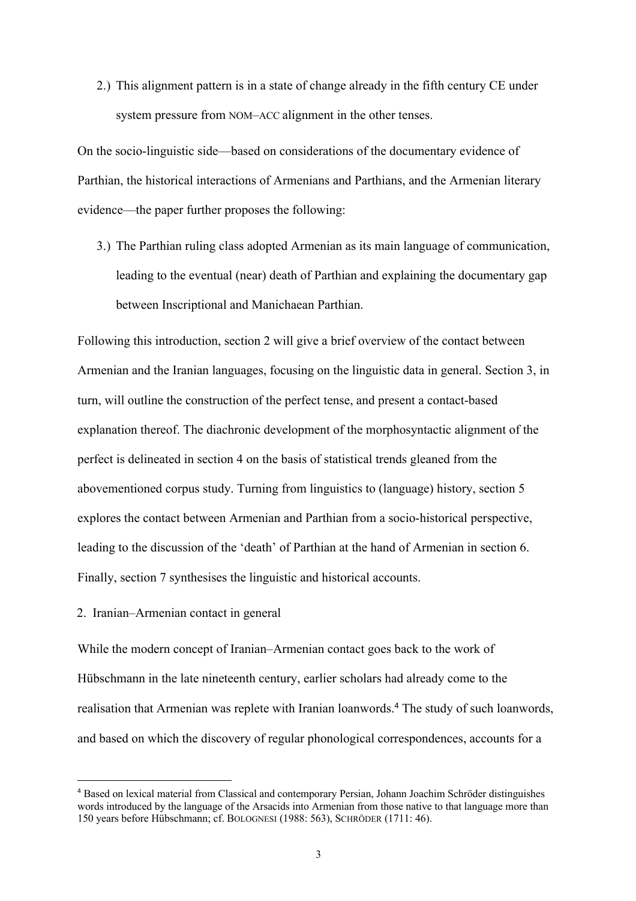2.) This alignment pattern is in a state of change already in the fifth century CE under system pressure from NOM–ACC alignment in the other tenses.

On the socio-linguistic side—based on considerations of the documentary evidence of Parthian, the historical interactions of Armenians and Parthians, and the Armenian literary evidence—the paper further proposes the following:

3.) The Parthian ruling class adopted Armenian as its main language of communication, leading to the eventual (near) death of Parthian and explaining the documentary gap between Inscriptional and Manichaean Parthian.

Following this introduction, section 2 will give a brief overview of the contact between Armenian and the Iranian languages, focusing on the linguistic data in general. Section 3, in turn, will outline the construction of the perfect tense, and present a contact-based explanation thereof. The diachronic development of the morphosyntactic alignment of the perfect is delineated in section 4 on the basis of statistical trends gleaned from the abovementioned corpus study. Turning from linguistics to (language) history, section 5 explores the contact between Armenian and Parthian from a socio-historical perspective, leading to the discussion of the 'death' of Parthian at the hand of Armenian in section 6. Finally, section 7 synthesises the linguistic and historical accounts.

## 2. Iranian–Armenian contact in general

While the modern concept of Iranian–Armenian contact goes back to the work of Hübschmann in the late nineteenth century, earlier scholars had already come to the realisation that Armenian was replete with Iranian loanwords.[4] The study of such loanwords, and based on which the discovery of regular phonological correspondences, accounts for a

[4] Based on lexical material from Classical and contemporary Persian, Johann Joachim Schröder distinguishes words introduced by the language of the Arsacids into Armenian from those native to that language more than 150 years before Hübschmann; cf. BOLOGNESI (1988: 563), SCHRÖDER (1711: 46).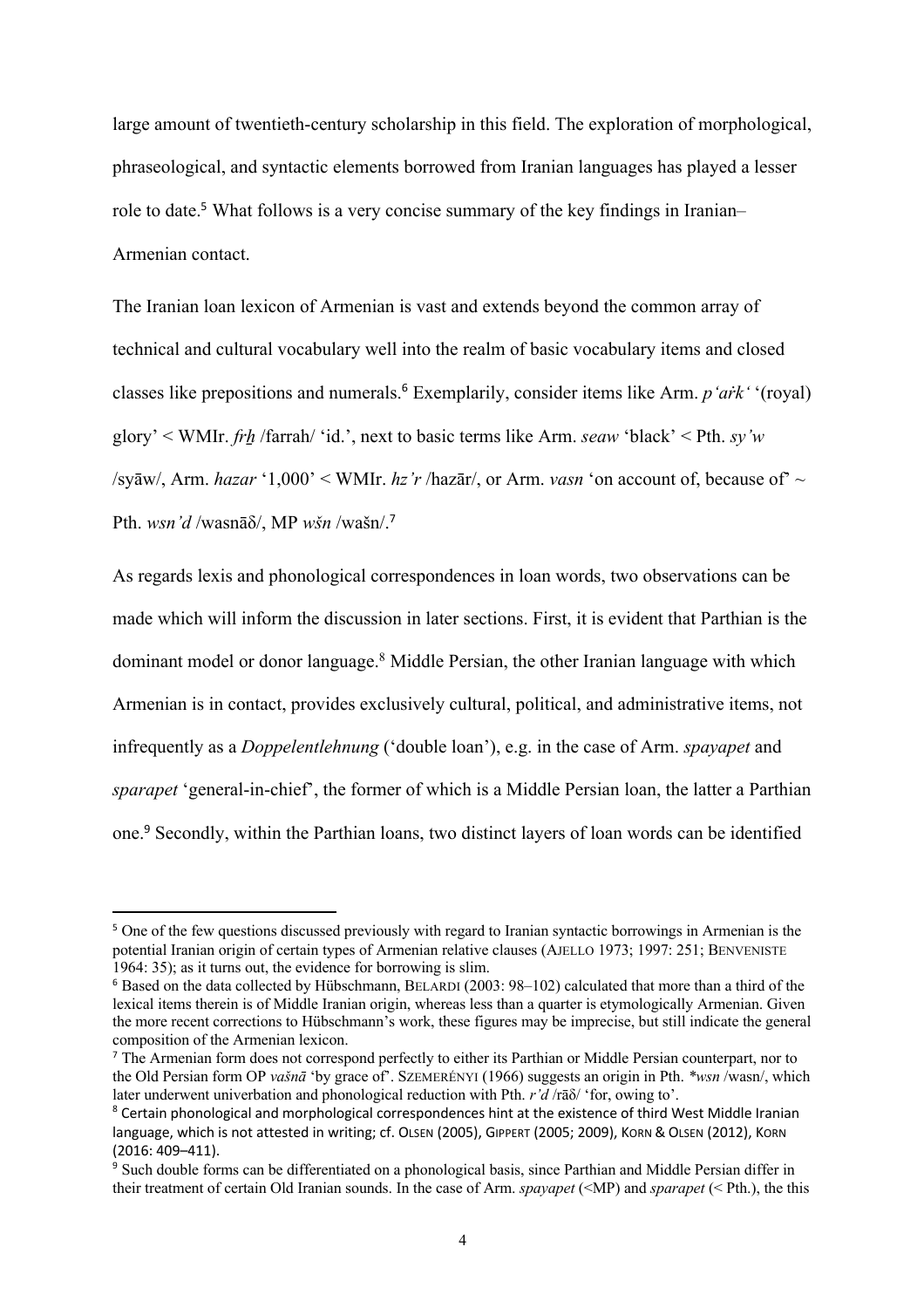large amount of twentieth-century scholarship in this field. The exploration of morphological, phraseological, and syntactic elements borrowed from Iranian languages has played a lesser role to date.[5] What follows is a very concise summary of the key findings in Iranian–Armenian contact.

The Iranian loan lexicon of Armenian is vast and extends beyond the common array of technical and cultural vocabulary well into the realm of basic vocabulary items and closed classes like prepositions and numerals.[6] Exemplarily, consider items like Arm. *p'aṙk'* '(royal) glory' < WMIr. *frẖ* /farrah/ 'id.', next to basic terms like Arm. *seaw* 'black' < Pth. *sy'w* /syāw/, Arm. *hazar* '1,000' < WMIr. *hz'r* /hazār/, or Arm. *vasn* 'on account of, because of' ~ Pth. *wsn'd* /wasnāδ/, MP *wšn* /wašn/.[7]

As regards lexis and phonological correspondences in loan words, two observations can be made which will inform the discussion in later sections. First, it is evident that Parthian is the dominant model or donor language.[8] Middle Persian, the other Iranian language with which Armenian is in contact, provides exclusively cultural, political, and administrative items, not infrequently as a *Doppelentlehnung* ('double loan'), e.g. in the case of Arm. *spayapet* and *sparapet* 'general-in-chief', the former of which is a Middle Persian loan, the latter a Parthian one.[9] Secondly, within the Parthian loans, two distinct layers of loan words can be identified

---

[5] One of the few questions discussed previously with regard to Iranian syntactic borrowings in Armenian is the potential Iranian origin of certain types of Armenian relative clauses (AJELLO 1973; 1997: 251; BENVENISTE 1964: 35); as it turns out, the evidence for borrowing is slim.

[6] Based on the data collected by Hübschmann, BELARDI (2003: 98–102) calculated that more than a third of the lexical items therein is of Middle Iranian origin, whereas less than a quarter is etymologically Armenian. Given the more recent corrections to Hübschmann's work, these figures may be imprecise, but still indicate the general composition of the Armenian lexicon.

[7] The Armenian form does not correspond perfectly to either its Parthian or Middle Persian counterpart, nor to the Old Persian form OP *vašnā* 'by grace of'. SZEMERÉNYI (1966) suggests an origin in Pth. *\*wsn* /wasn/, which later underwent univerbation and phonological reduction with Pth. *r'd* /rāδ/ 'for, owing to'.

[8] Certain phonological and morphological correspondences hint at the existence of third West Middle Iranian language, which is not attested in writing; cf. OLSEN (2005), GIPPERT (2005; 2009), KORN & OLSEN (2012), KORN (2016: 409–411).

[9] Such double forms can be differentiated on a phonological basis, since Parthian and Middle Persian differ in their treatment of certain Old Iranian sounds. In the case of Arm. *spayapet* (<MP) and *sparapet* (< Pth.), the this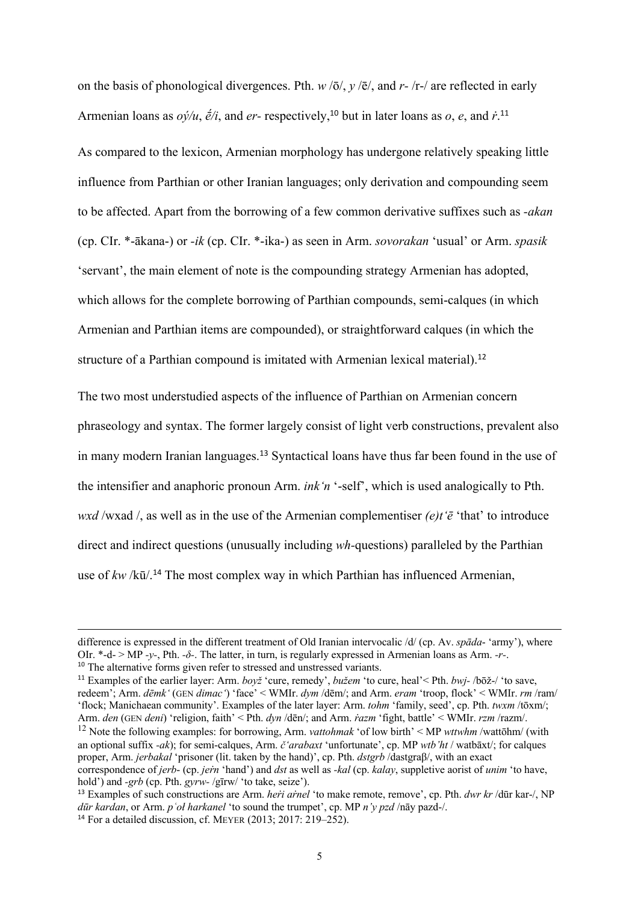on the basis of phonological divergences. Pth. *w* /ō/, *y* /ē/, and *r*- /r-/ are reflected in early Armenian loans as *oý/u*, *ḗ/i*, and *er*- respectively,[10] but in later loans as *o*, *e*, and *ṙ*.[11]

As compared to the lexicon, Armenian morphology has undergone relatively speaking little influence from Parthian or other Iranian languages; only derivation and compounding seem to be affected. Apart from the borrowing of a few common derivative suffixes such as *-akan* (cp. CIr. \*-ākana-) or *-ik* (cp. CIr. \*-ika-) as seen in Arm. *sovorakan* 'usual' or Arm. *spasik* 'servant', the main element of note is the compounding strategy Armenian has adopted, which allows for the complete borrowing of Parthian compounds, semi-calques (in which Armenian and Parthian items are compounded), or straightforward calques (in which the structure of a Parthian compound is imitated with Armenian lexical material).[12]

The two most understudied aspects of the influence of Parthian on Armenian concern phraseology and syntax. The former largely consist of light verb constructions, prevalent also in many modern Iranian languages.[13] Syntactical loans have thus far been found in the use of the intensifier and anaphoric pronoun Arm. *ink'n* '-self', which is used analogically to Pth. *wxd* /wxad /, as well as in the use of the Armenian complementiser *(e)t'ē* 'that' to introduce direct and indirect questions (unusually including *wh*-questions) paralleled by the Parthian use of *kw* /kū/.[14] The most complex way in which Parthian has influenced Armenian,

---

difference is expressed in the different treatment of Old Iranian intervocalic /d/ (cp. Av. *spāda*- 'army'), where OIr. \*-d- > MP *-y-*, Pth. *-δ-*. The latter, in turn, is regularly expressed in Armenian loans as Arm. *-r-*.

[10] The alternative forms given refer to stressed and unstressed variants.

[11] Examples of the earlier layer: Arm. *boyž* 'cure, remedy', *bužem* 'to cure, heal'< Pth. *bwj*- /bōž-/ 'to save, redeem'; Arm. *dēmk'* (GEN *dimac'*) 'face' < WMIr. *dym* /dēm/; and Arm. *eram* 'troop, flock' < WMIr. *rm* /ram/ 'flock; Manichaean community'. Examples of the later layer: Arm. *tohm* 'family, seed', cp. Pth. *twxm* /tōxm/; Arm. *den* (GEN *deni*) 'religion, faith' < Pth. *dyn* /dēn/; and Arm. *ṙazm* 'fight, battle' < WMIr. *rzm* /razm/.

[12] Note the following examples: for borrowing, Arm. *vattohmak* 'of low birth' < MP *wttwhm* /wattōhm/ (with an optional suffix *-ak*); for semi-calques, Arm. *č'arabaxt* 'unfortunate', cp. MP *wtb'ht* / watbāxt/; for calques proper, Arm. *jerbakal* 'prisoner (lit. taken by the hand)', cp. Pth. *dstgrb* /dastgraβ/, with an exact correspondence of *jerb*- (cp. *jeṙn* 'hand') and *dst* as well as *-kal* (cp. *kalay*, suppletive aorist of *unim* 'to have, hold') and *-grb* (cp. Pth. *gyrw*- /gīrw/ 'to take, seize').

[13] Examples of such constructions are Arm. *heṙi aṙnel* 'to make remote, remove', cp. Pth. *dwr kr* /dūr kar-/, NP *dūr kardan*, or Arm. *pʿoł harkanel* 'to sound the trumpet', cp. MP *n'y pzd* /nāy pazd-/.

[14] For a detailed discussion, cf. MEYER (2013; 2017: 219–252).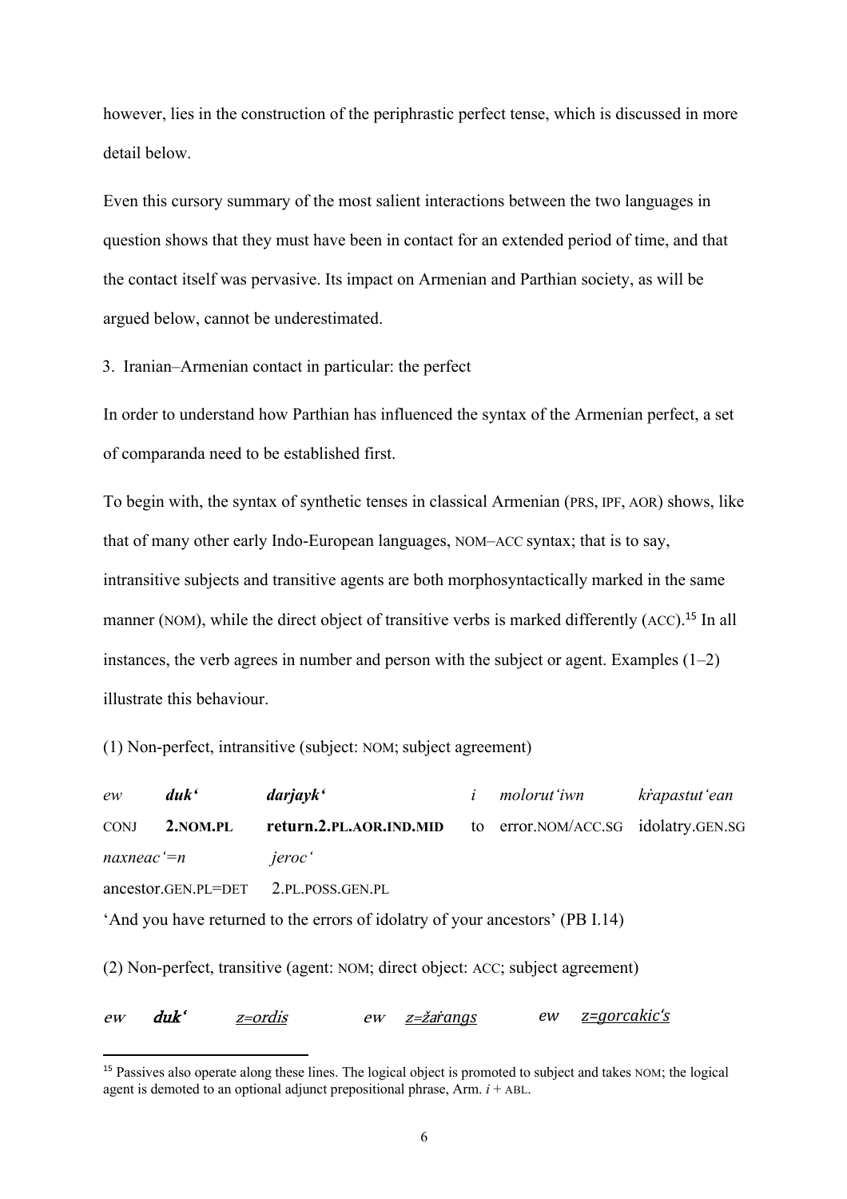however, lies in the construction of the periphrastic perfect tense, which is discussed in more detail below.

Even this cursory summary of the most salient interactions between the two languages in question shows that they must have been in contact for an extended period of time, and that the contact itself was pervasive. Its impact on Armenian and Parthian society, as will be argued below, cannot be underestimated.

## 3. Iranian–Armenian contact in particular: the perfect

In order to understand how Parthian has influenced the syntax of the Armenian perfect, a set of comparanda need to be established first.

To begin with, the syntax of synthetic tenses in classical Armenian (PRS, IPF, AOR) shows, like that of many other early Indo-European languages, NOM–ACC syntax; that is to say, intransitive subjects and transitive agents are both morphosyntactically marked in the same manner (NOM), while the direct object of transitive verbs is marked differently (ACC).[15] In all instances, the verb agrees in number and person with the subject or agent. Examples (1–2) illustrate this behaviour.

(1) Non-perfect, intransitive (subject: NOM; subject agreement)

| *ew* | ***duk‘*** | ***darjayk‘*** | *i* | *molorut‘iwn* | *kṙapastut‘ean* |
|---|---|---|---|---|---|
| CONJ | **2.NOM.PL** | **return.2.PL.AOR.IND.MID** | to | error.NOM/ACC.SG | idolatry.GEN.SG |
| *naxneac‘=n* | *jeroc‘* | | | | |
| ancestor.GEN.PL=DET | 2.PL.POSS.GEN.PL | | | | |

‘And you have returned to the errors of idolatry of your ancestors’ (PB I.14)

(2) Non-perfect, transitive (agent: NOM; direct object: ACC; subject agreement)

*ew* ***duk‘*** <u>*z=ordis*</u> *ew* <u>*z=žaṙangs*</u> *ew* <u>*z=gorcakic‘s*</u>

[15] Passives also operate along these lines. The logical object is promoted to subject and takes NOM; the logical agent is demoted to an optional adjunct prepositional phrase, Arm. *i* + ABL.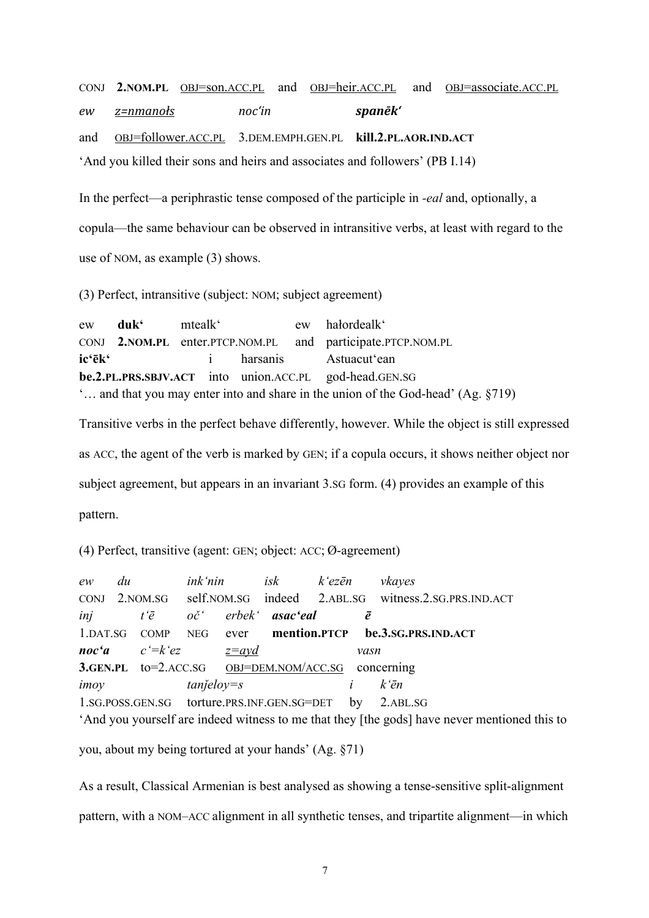CONJ **2.NOM.PL** <u>OBJ=son.ACC.PL</u> and <u>OBJ=heir.ACC.PL</u> and <u>OBJ=associate.ACC.PL</u>

*ew* <u>*z=nmanołs*</u> *noc'in* ***spanēk'***

and <u>OBJ=follower.ACC.PL</u> 3.DEM.EMPH.GEN.PL **kill.2.PL.AOR.IND.ACT**

'And you killed their sons and heirs and associates and followers' (PB I.14)

In the perfect—a periphrastic tense composed of the participle in *-eal* and, optionally, a copula—the same behaviour can be observed in intransitive verbs, at least with regard to the use of NOM, as example (3) shows.

(3) Perfect, intransitive (subject: NOM; subject agreement)

ew **duk'** mtealk' ew hałordealk'
CONJ **2.NOM.PL** enter.PTCP.NOM.PL and participate.PTCP.NOM.PL
**ic'ēk'** i harsanis Astuacut'ean
**be.2.PL.PRS.SBJV.ACT** into union.ACC.PL god-head.GEN.SG
'… and that you may enter into and share in the union of the God-head' (Ag. §719)

Transitive verbs in the perfect behave differently, however. While the object is still expressed as ACC, the agent of the verb is marked by GEN; if a copula occurs, it shows neither object nor subject agreement, but appears in an invariant 3.SG form. (4) provides an example of this pattern.

(4) Perfect, transitive (agent: GEN; object: ACC; Ø-agreement)

*ew* *du* *ink'nin* *isk* *k'ezēn* *vkayes*
CONJ 2.NOM.SG self.NOM.SG indeed 2.ABL.SG witness.2.SG.PRS.IND.ACT
*inj* *t'ē* *oč'* *erbek'* ***asac'eal*** ***ē***
1.DAT.SG COMP NEG ever **mention.PTCP** **be.3.SG.PRS.IND.ACT**
***noc'a*** *c'=k'ez* <u>*z=ayd*</u> *vasn*
**3.GEN.PL** to=2.ACC.SG <u>OBJ=DEM.NOM/ACC.SG</u> concerning
*imoy* *tanjeloy=s* *i* *k'ēn*
1.SG.POSS.GEN.SG torture.PRS.INF.GEN.SG=DET by 2.ABL.SG
'And you yourself are indeed witness to me that they [the gods] have never mentioned this to you, about my being tortured at your hands' (Ag. §71)

As a result, Classical Armenian is best analysed as showing a tense-sensitive split-alignment pattern, with a NOM–ACC alignment in all synthetic tenses, and tripartite alignment—in which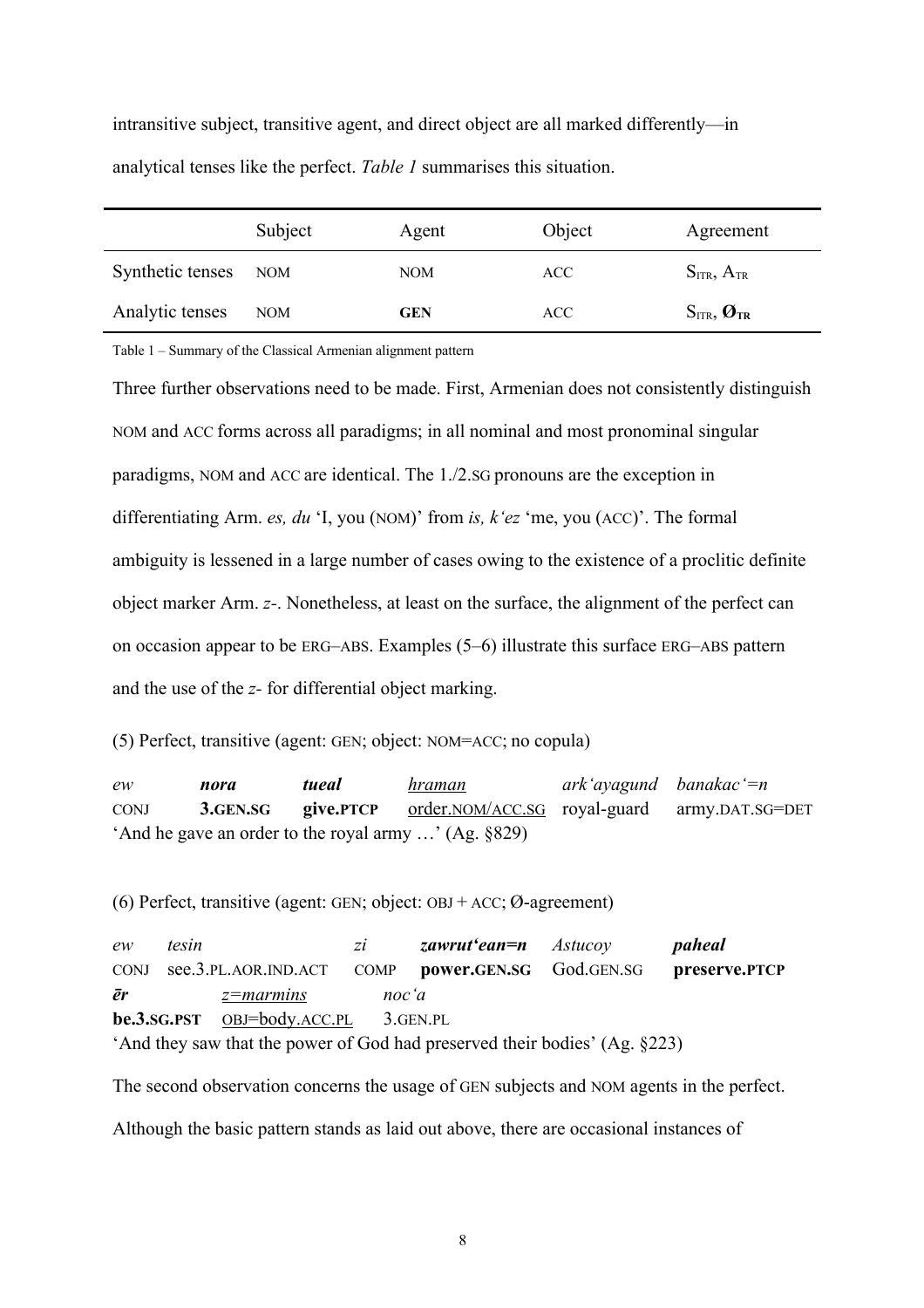intransitive subject, transitive agent, and direct object are all marked differently—in analytical tenses like the perfect. *Table 1* summarises this situation.

| | Subject | Agent | Object | Agreement |
|---|---|---|---|---|
| Synthetic tenses | NOM | NOM | ACC | $S_{ITR}$, $A_{TR}$ |
| Analytic tenses | NOM | **GEN** | ACC | $S_{ITR}$, $\mathbf{Ø_{TR}}$ |

Table 1 – Summary of the Classical Armenian alignment pattern

Three further observations need to be made. First, Armenian does not consistently distinguish NOM and ACC forms across all paradigms; in all nominal and most pronominal singular paradigms, NOM and ACC are identical. The 1./2.SG pronouns are the exception in differentiating Arm. *es, du* 'I, you (NOM)' from *is, k'ez* 'me, you (ACC)'. The formal ambiguity is lessened in a large number of cases owing to the existence of a proclitic definite object marker Arm. *z-*. Nonetheless, at least on the surface, the alignment of the perfect can on occasion appear to be ERG–ABS. Examples (5–6) illustrate this surface ERG–ABS pattern and the use of the *z-* for differential object marking.

(5) Perfect, transitive (agent: GEN; object: NOM=ACC; no copula)

| *ew* | ***nora*** | ***tueal*** | *hraman* | *ark'ayagund* | *banakac'=n* |
|---|---|---|---|---|---|
| CONJ | **3.GEN.SG** | **give.PTCP** | order.NOM/ACC.SG | royal-guard | army.DAT.SG=DET |

'And he gave an order to the royal army …' (Ag. §829)

(6) Perfect, transitive (agent: GEN; object: OBJ + ACC; Ø-agreement)

| *ew* | *tesin* | *zi* | ***zawrut'ean=n*** | *Astucoy* | ***paheal*** |
|---|---|---|---|---|---|
| CONJ | see.3.PL.AOR.IND.ACT | COMP | **power.GEN.SG** | God.GEN.SG | **preserve.PTCP** |
| ***ēr*** | *z=marmins* | *noc'a* | | | |
| **be.3.SG.PST** | OBJ=body.ACC.PL | 3.GEN.PL | | | |

'And they saw that the power of God had preserved their bodies' (Ag. §223)

The second observation concerns the usage of GEN subjects and NOM agents in the perfect. Although the basic pattern stands as laid out above, there are occasional instances of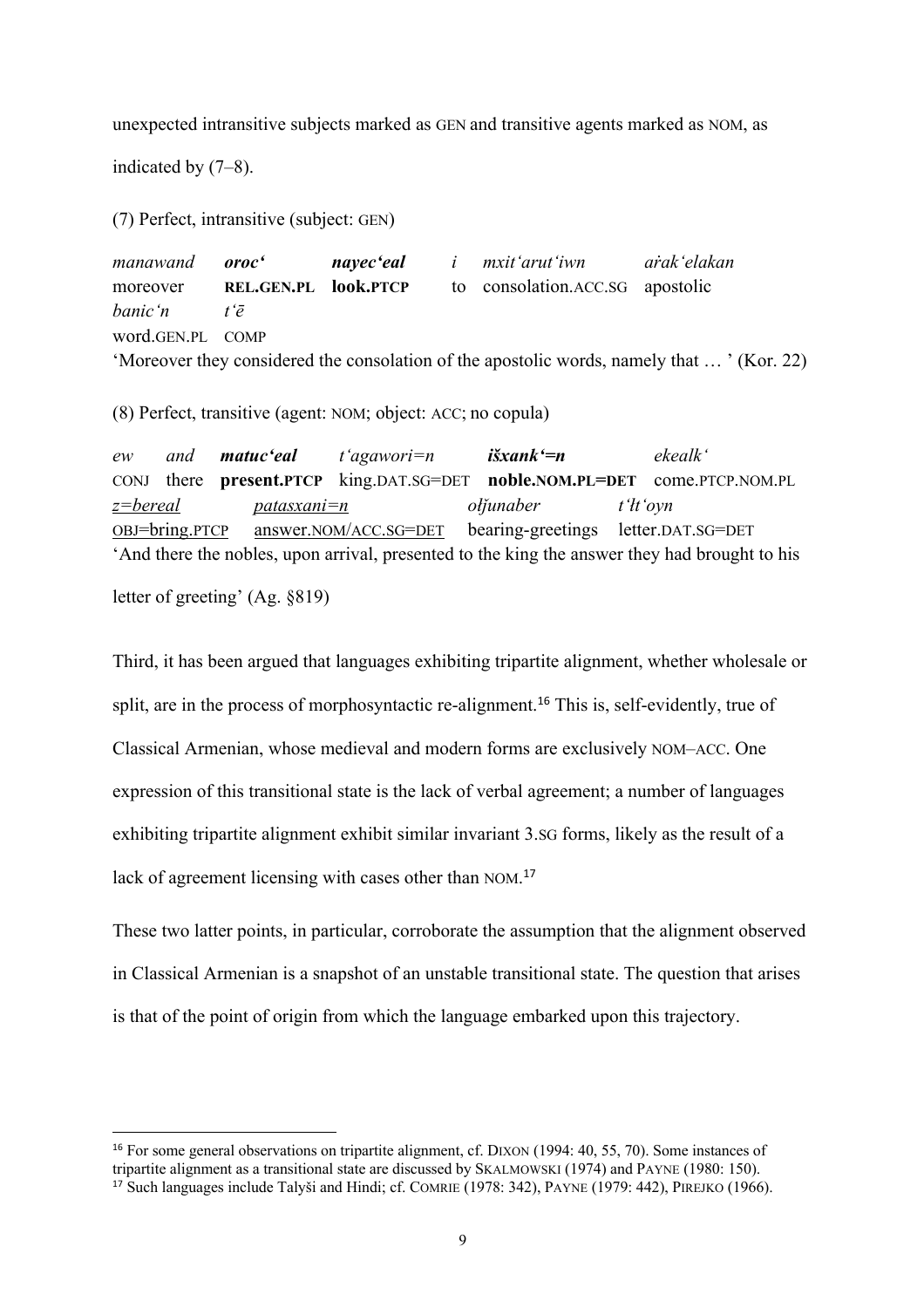unexpected intransitive subjects marked as GEN and transitive agents marked as NOM, as indicated by (7–8).

(7) Perfect, intransitive (subject: GEN)

*manawand* ***oroc‘*** ***nayec‘eal*** *i* *mxit‘arut‘iwn* *aṙak‘elakan*
moreover **REL.GEN.PL** **look.PTCP** to consolation.ACC.SG apostolic
*banic‘n* *t‘ē*
word.GEN.PL COMP
‘Moreover they considered the consolation of the apostolic words, namely that … ’ (Kor. 22)

(8) Perfect, transitive (agent: NOM; object: ACC; no copula)

*ew* *and* ***matuc‘eal*** *t‘agawori=n* ***išxank‘=n*** *ekealk‘*
CONJ there **present.PTCP** king.DAT.SG=DET **noble.NOM.PL=DET** come.PTCP.NOM.PL
<u>*z=bereal*</u> <u>*patasxani=n*</u> *olǰunaber* *t‘łt‘oyn*
<u>OBJ=bring.PTCP</u> <u>answer.NOM/ACC.SG=DET</u> bearing-greetings letter.DAT.SG=DET
‘And there the nobles, upon arrival, presented to the king the answer they had brought to his letter of greeting’ (Ag. §819)

Third, it has been argued that languages exhibiting tripartite alignment, whether wholesale or split, are in the process of morphosyntactic re-alignment.[16] This is, self-evidently, true of Classical Armenian, whose medieval and modern forms are exclusively NOM–ACC. One expression of this transitional state is the lack of verbal agreement; a number of languages exhibiting tripartite alignment exhibit similar invariant 3.SG forms, likely as the result of a lack of agreement licensing with cases other than NOM.[17]

These two latter points, in particular, corroborate the assumption that the alignment observed in Classical Armenian is a snapshot of an unstable transitional state. The question that arises is that of the point of origin from which the language embarked upon this trajectory.

---

[16] For some general observations on tripartite alignment, cf. DIXON (1994: 40, 55, 70). Some instances of tripartite alignment as a transitional state are discussed by SKALMOWSKI (1974) and PAYNE (1980: 150).

[17] Such languages include Talyši and Hindi; cf. COMRIE (1978: 342), PAYNE (1979: 442), PIREJKO (1966).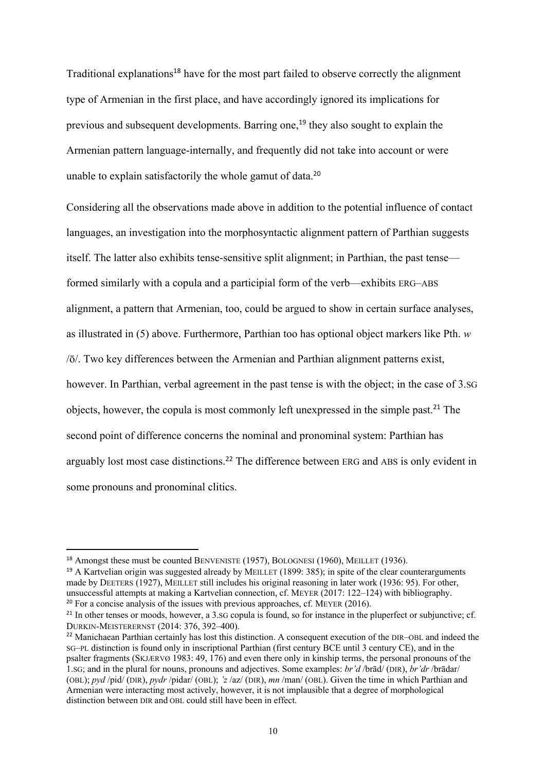Traditional explanations[18] have for the most part failed to observe correctly the alignment type of Armenian in the first place, and have accordingly ignored its implications for previous and subsequent developments. Barring one,[19] they also sought to explain the Armenian pattern language-internally, and frequently did not take into account or were unable to explain satisfactorily the whole gamut of data.[20]

Considering all the observations made above in addition to the potential influence of contact languages, an investigation into the morphosyntactic alignment pattern of Parthian suggests itself. The latter also exhibits tense-sensitive split alignment; in Parthian, the past tense—formed similarly with a copula and a participial form of the verb—exhibits ERG–ABS alignment, a pattern that Armenian, too, could be argued to show in certain surface analyses, as illustrated in (5) above. Furthermore, Parthian too has optional object markers like Pth. *w* /ō/. Two key differences between the Armenian and Parthian alignment patterns exist, however. In Parthian, verbal agreement in the past tense is with the object; in the case of 3.SG objects, however, the copula is most commonly left unexpressed in the simple past.[21] The second point of difference concerns the nominal and pronominal system: Parthian has arguably lost most case distinctions.[22] The difference between ERG and ABS is only evident in some pronouns and pronominal clitics.

---

[18] Amongst these must be counted BENVENISTE (1957), BOLOGNESI (1960), MEILLET (1936).

[19] A Kartvelian origin was suggested already by MEILLET (1899: 385); in spite of the clear counterarguments made by DEETERS (1927), MEILLET still includes his original reasoning in later work (1936: 95). For other, unsuccessful attempts at making a Kartvelian connection, cf. MEYER (2017: 122–124) with bibliography.

[20] For a concise analysis of the issues with previous approaches, cf. MEYER (2016).

[21] In other tenses or moods, however, a 3.SG copula is found, so for instance in the pluperfect or subjunctive; cf. DURKIN-MEISTERERNST (2014: 376, 392–400).

[22] Manichaean Parthian certainly has lost this distinction. A consequent execution of the DIR–OBL and indeed the SG–PL distinction is found only in inscriptional Parthian (first century BCE until 3 century CE), and in the psalter fragments (SKJÆRVØ 1983: 49, 176) and even there only in kinship terms, the personal pronouns of the 1.SG; and in the plural for nouns, pronouns and adjectives. Some examples: *br'd* /brād/ (DIR), *br'dr* /brādar/ (OBL); *pyd* /pid/ (DIR), *pydr* /pidar/ (OBL); *'z* /az/ (DIR), *mn* /man/ (OBL). Given the time in which Parthian and Armenian were interacting most actively, however, it is not implausible that a degree of morphological distinction between DIR and OBL could still have been in effect.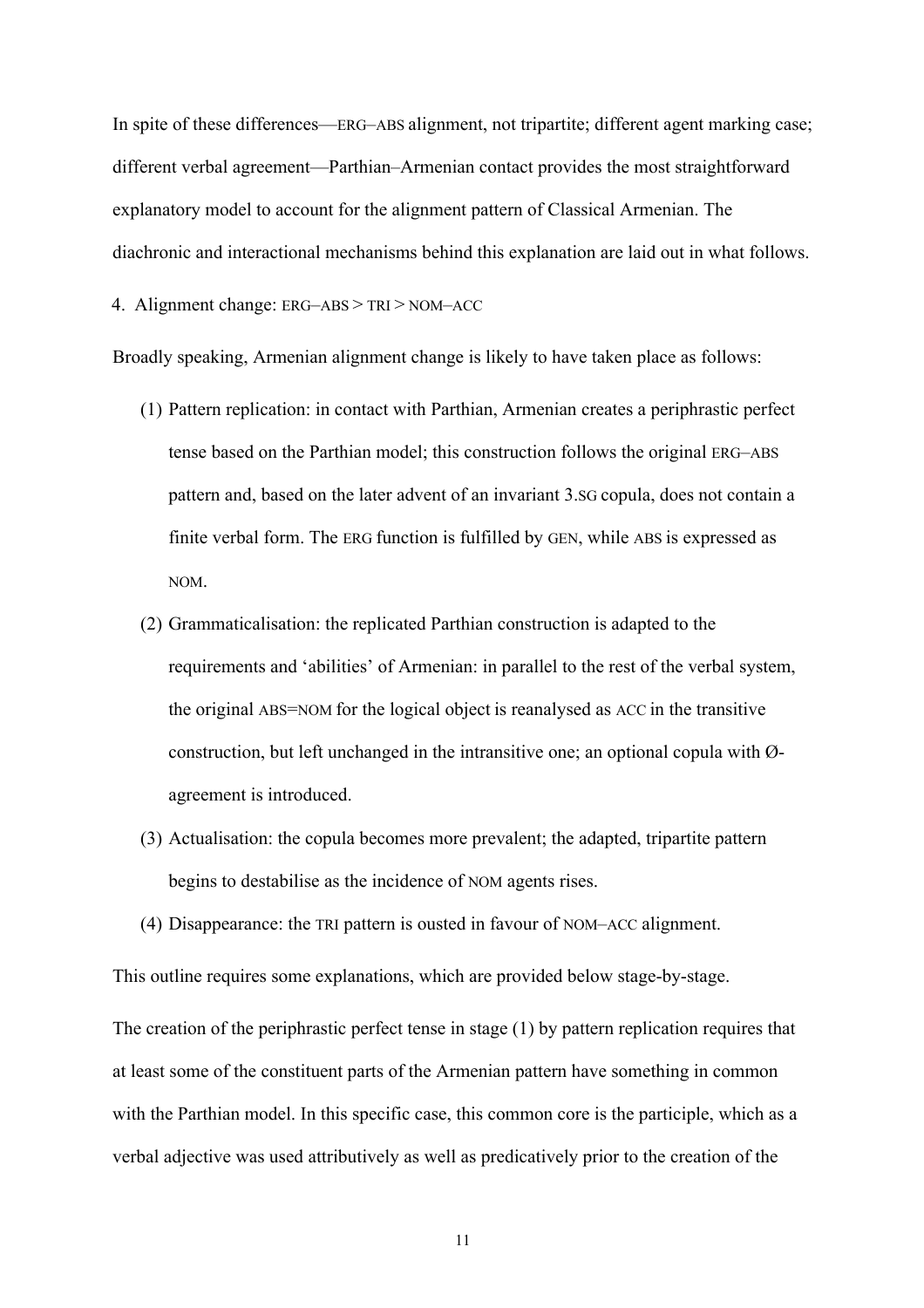In spite of these differences—ERG–ABS alignment, not tripartite; different agent marking case; different verbal agreement—Parthian–Armenian contact provides the most straightforward explanatory model to account for the alignment pattern of Classical Armenian. The diachronic and interactional mechanisms behind this explanation are laid out in what follows.

## 4. Alignment change: ERG–ABS > TRI > NOM–ACC

Broadly speaking, Armenian alignment change is likely to have taken place as follows:

(1) Pattern replication: in contact with Parthian, Armenian creates a periphrastic perfect tense based on the Parthian model; this construction follows the original ERG–ABS pattern and, based on the later advent of an invariant 3.SG copula, does not contain a finite verbal form. The ERG function is fulfilled by GEN, while ABS is expressed as NOM.

(2) Grammaticalisation: the replicated Parthian construction is adapted to the requirements and 'abilities' of Armenian: in parallel to the rest of the verbal system, the original ABS=NOM for the logical object is reanalysed as ACC in the transitive construction, but left unchanged in the intransitive one; an optional copula with Ø-agreement is introduced.

(3) Actualisation: the copula becomes more prevalent; the adapted, tripartite pattern begins to destabilise as the incidence of NOM agents rises.

(4) Disappearance: the TRI pattern is ousted in favour of NOM–ACC alignment.

This outline requires some explanations, which are provided below stage-by-stage.

The creation of the periphrastic perfect tense in stage (1) by pattern replication requires that at least some of the constituent parts of the Armenian pattern have something in common with the Parthian model. In this specific case, this common core is the participle, which as a verbal adjective was used attributively as well as predicatively prior to the creation of the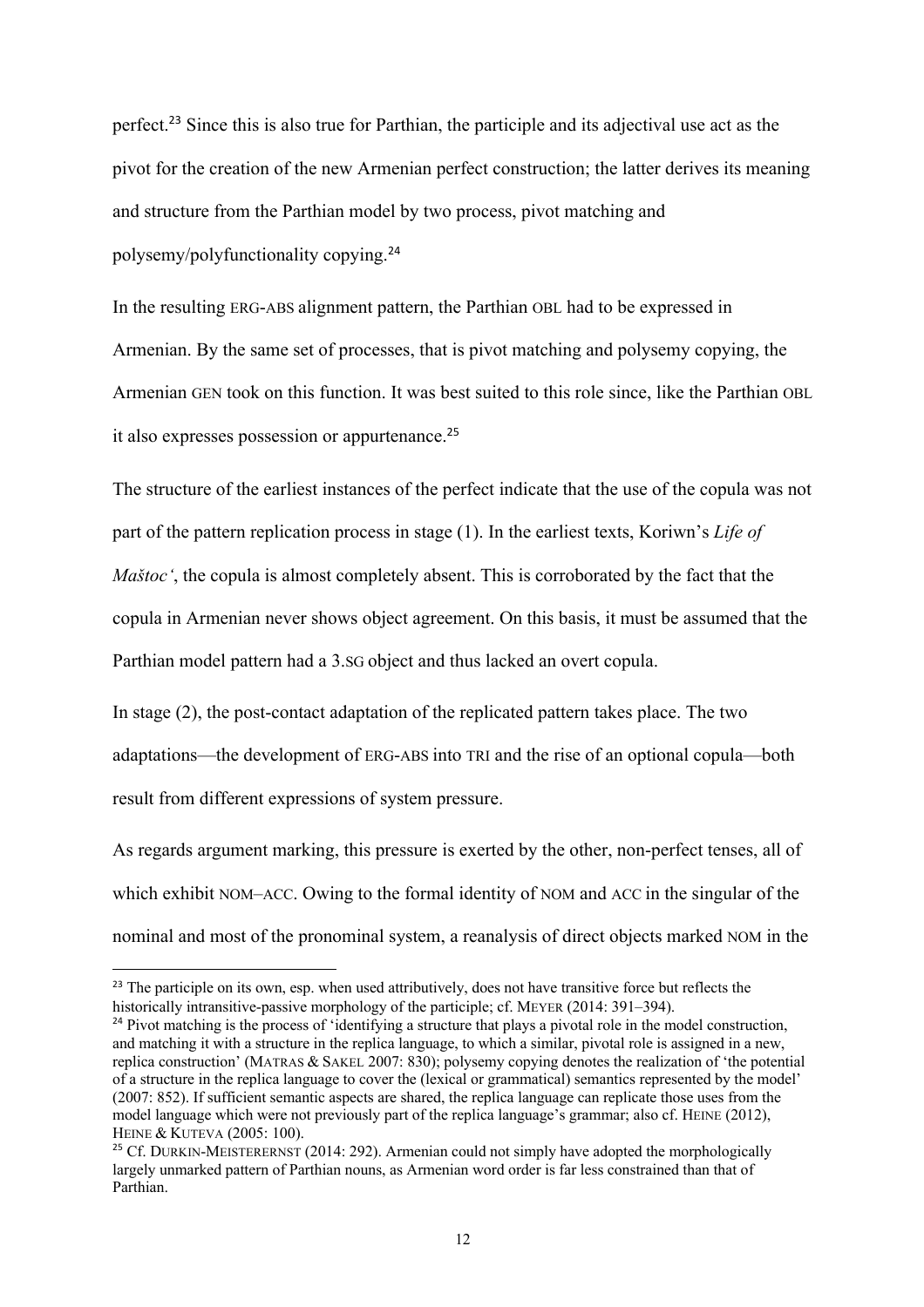perfect.[23] Since this is also true for Parthian, the participle and its adjectival use act as the pivot for the creation of the new Armenian perfect construction; the latter derives its meaning and structure from the Parthian model by two process, pivot matching and polysemy/polyfunctionality copying.[24]

In the resulting ERG-ABS alignment pattern, the Parthian OBL had to be expressed in Armenian. By the same set of processes, that is pivot matching and polysemy copying, the Armenian GEN took on this function. It was best suited to this role since, like the Parthian OBL it also expresses possession or appurtenance.[25]

The structure of the earliest instances of the perfect indicate that the use of the copula was not part of the pattern replication process in stage (1). In the earliest texts, Koriwn's *Life of Maštocʻ*, the copula is almost completely absent. This is corroborated by the fact that the copula in Armenian never shows object agreement. On this basis, it must be assumed that the Parthian model pattern had a 3.SG object and thus lacked an overt copula.

In stage (2), the post-contact adaptation of the replicated pattern takes place. The two adaptations—the development of ERG-ABS into TRI and the rise of an optional copula—both result from different expressions of system pressure.

As regards argument marking, this pressure is exerted by the other, non-perfect tenses, all of which exhibit NOM–ACC. Owing to the formal identity of NOM and ACC in the singular of the nominal and most of the pronominal system, a reanalysis of direct objects marked NOM in the

---

[23] The participle on its own, esp. when used attributively, does not have transitive force but reflects the historically intransitive-passive morphology of the participle; cf. MEYER (2014: 391–394).

[24] Pivot matching is the process of 'identifying a structure that plays a pivotal role in the model construction, and matching it with a structure in the replica language, to which a similar, pivotal role is assigned in a new, replica construction' (MATRAS & SAKEL 2007: 830); polysemy copying denotes the realization of 'the potential of a structure in the replica language to cover the (lexical or grammatical) semantics represented by the model' (2007: 852). If sufficient semantic aspects are shared, the replica language can replicate those uses from the model language which were not previously part of the replica language's grammar; also cf. HEINE (2012), HEINE & KUTEVA (2005: 100).

[25] Cf. DURKIN-MEISTERERNST (2014: 292). Armenian could not simply have adopted the morphologically largely unmarked pattern of Parthian nouns, as Armenian word order is far less constrained than that of Parthian.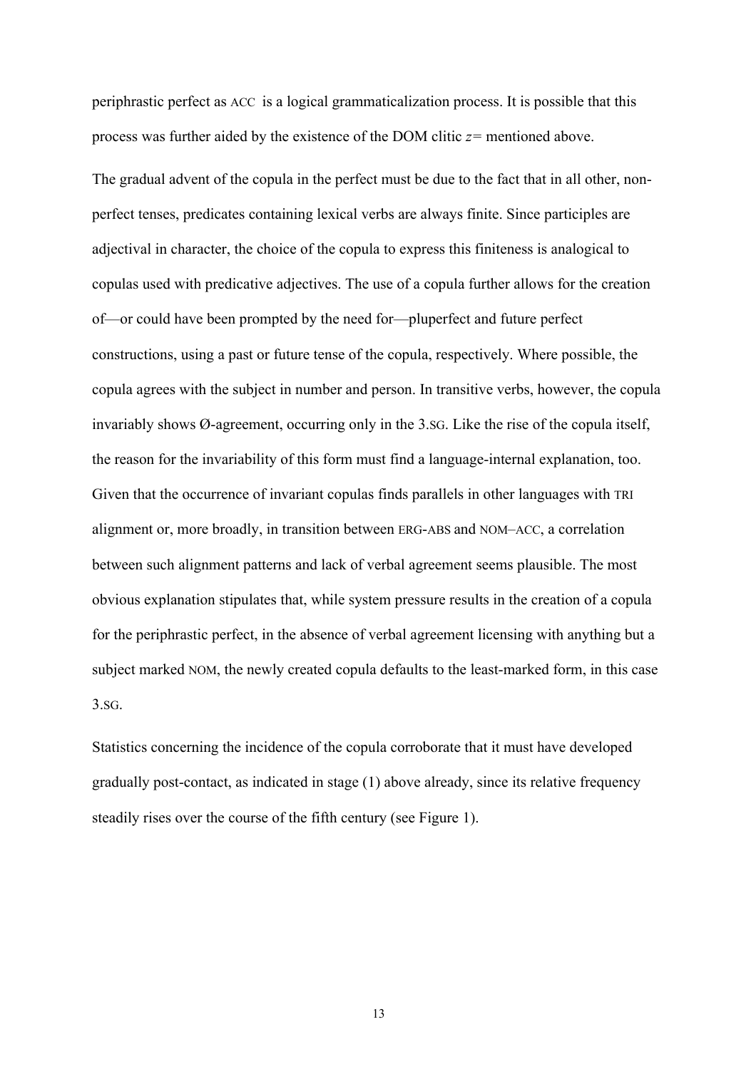periphrastic perfect as ACC is a logical grammaticalization process. It is possible that this process was further aided by the existence of the DOM clitic *z=* mentioned above.

The gradual advent of the copula in the perfect must be due to the fact that in all other, non-perfect tenses, predicates containing lexical verbs are always finite. Since participles are adjectival in character, the choice of the copula to express this finiteness is analogical to copulas used with predicative adjectives. The use of a copula further allows for the creation of—or could have been prompted by the need for—pluperfect and future perfect constructions, using a past or future tense of the copula, respectively. Where possible, the copula agrees with the subject in number and person. In transitive verbs, however, the copula invariably shows Ø-agreement, occurring only in the 3.SG. Like the rise of the copula itself, the reason for the invariability of this form must find a language-internal explanation, too. Given that the occurrence of invariant copulas finds parallels in other languages with TRI alignment or, more broadly, in transition between ERG-ABS and NOM–ACC, a correlation between such alignment patterns and lack of verbal agreement seems plausible. The most obvious explanation stipulates that, while system pressure results in the creation of a copula for the periphrastic perfect, in the absence of verbal agreement licensing with anything but a subject marked NOM, the newly created copula defaults to the least-marked form, in this case 3.SG.

Statistics concerning the incidence of the copula corroborate that it must have developed gradually post-contact, as indicated in stage (1) above already, since its relative frequency steadily rises over the course of the fifth century (see Figure 1).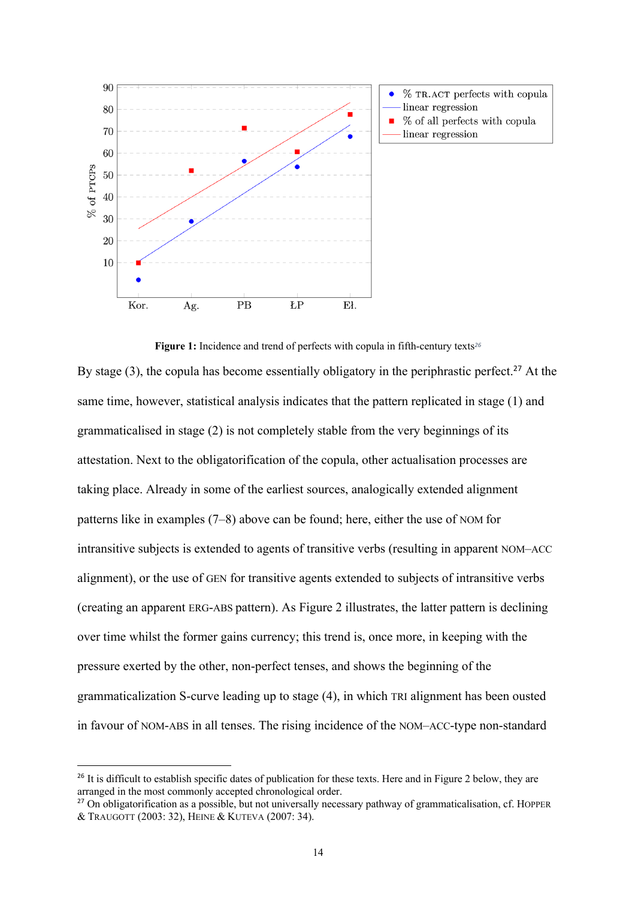**Figure 1:** Incidence and trend of perfects with copula in fifth-century texts[26]

By stage (3), the copula has become essentially obligatory in the periphrastic perfect.[27] At the same time, however, statistical analysis indicates that the pattern replicated in stage (1) and grammaticalised in stage (2) is not completely stable from the very beginnings of its attestation. Next to the obligatorification of the copula, other actualisation processes are taking place. Already in some of the earliest sources, analogically extended alignment patterns like in examples (7–8) above can be found; here, either the use of NOM for intransitive subjects is extended to agents of transitive verbs (resulting in apparent NOM–ACC alignment), or the use of GEN for transitive agents extended to subjects of intransitive verbs (creating an apparent ERG-ABS pattern). As Figure 2 illustrates, the latter pattern is declining over time whilst the former gains currency; this trend is, once more, in keeping with the pressure exerted by the other, non-perfect tenses, and shows the beginning of the grammaticalization S-curve leading up to stage (4), in which TRI alignment has been ousted in favour of NOM-ABS in all tenses. The rising incidence of the NOM–ACC-type non-standard

---

[26] It is difficult to establish specific dates of publication for these texts. Here and in Figure 2 below, they are arranged in the most commonly accepted chronological order.

[27] On obligatorification as a possible, but not universally necessary pathway of grammaticalisation, cf. HOPPER & TRAUGOTT (2003: 32), HEINE & KUTEVA (2007: 34).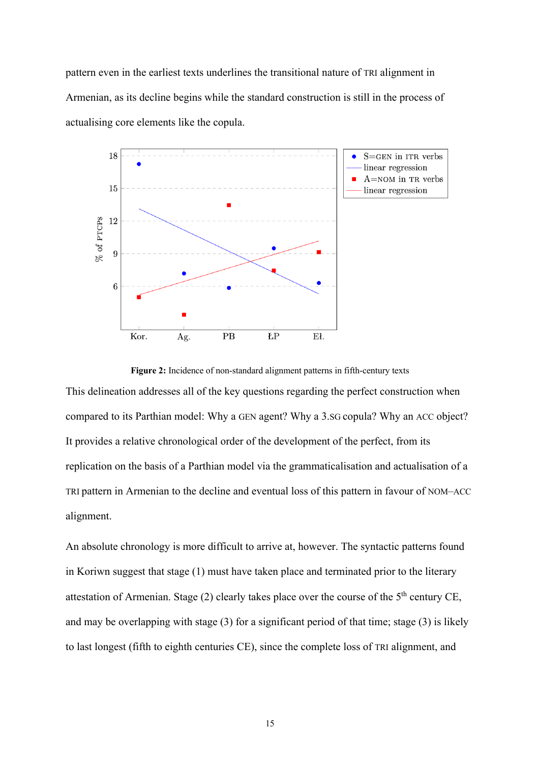pattern even in the earliest texts underlines the transitional nature of TRI alignment in Armenian, as its decline begins while the standard construction is still in the process of actualising core elements like the copula.

**Figure 2:** Incidence of non-standard alignment patterns in fifth-century texts

This delineation addresses all of the key questions regarding the perfect construction when compared to its Parthian model: Why a GEN agent? Why a 3.SG copula? Why an ACC object? It provides a relative chronological order of the development of the perfect, from its replication on the basis of a Parthian model via the grammaticalisation and actualisation of a TRI pattern in Armenian to the decline and eventual loss of this pattern in favour of NOM–ACC alignment.

An absolute chronology is more difficult to arrive at, however. The syntactic patterns found in Koriwn suggest that stage (1) must have taken place and terminated prior to the literary attestation of Armenian. Stage (2) clearly takes place over the course of the 5th century CE, and may be overlapping with stage (3) for a significant period of that time; stage (3) is likely to last longest (fifth to eighth centuries CE), since the complete loss of TRI alignment, and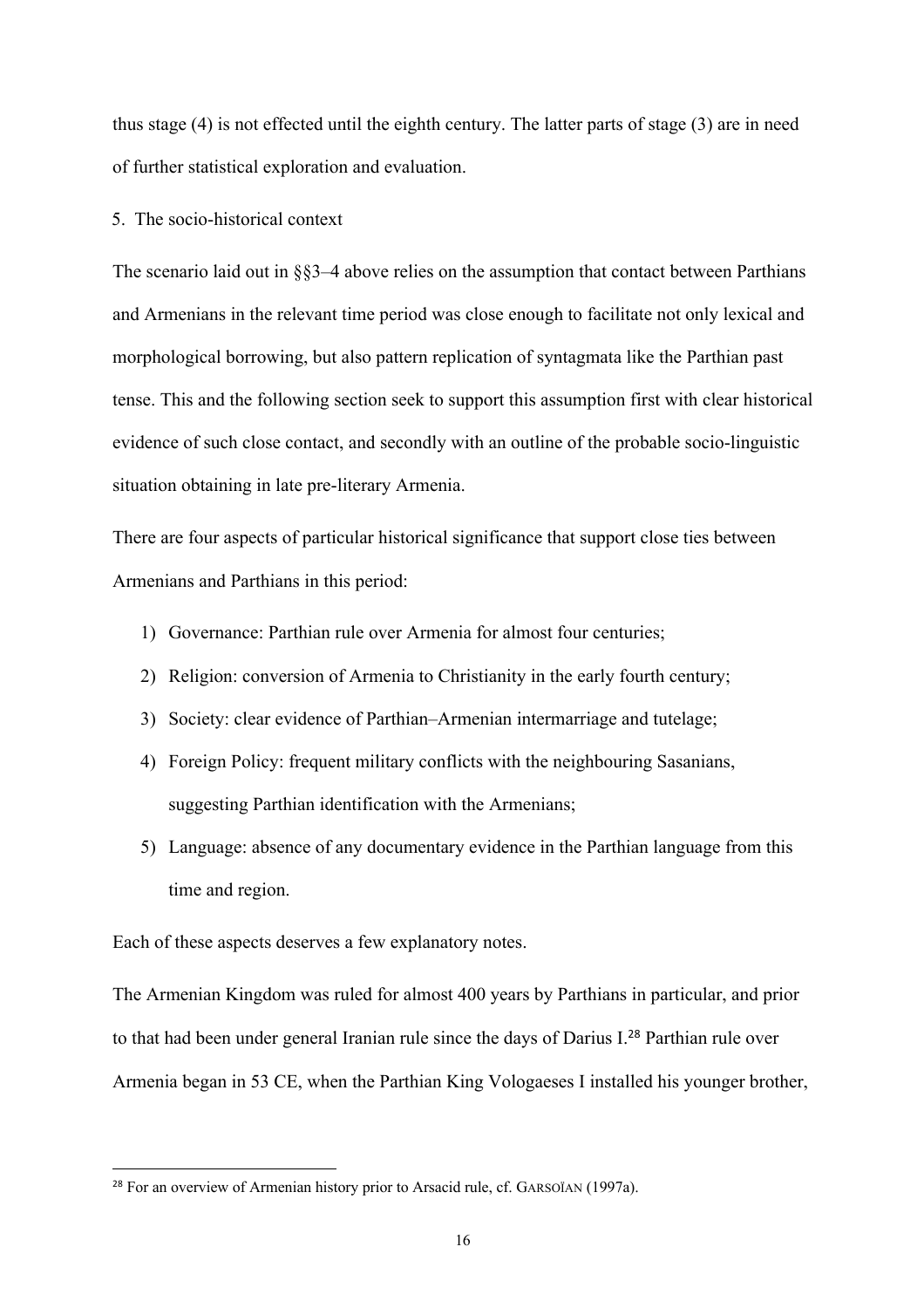thus stage (4) is not effected until the eighth century. The latter parts of stage (3) are in need of further statistical exploration and evaluation.

## 5. The socio-historical context

The scenario laid out in §§3–4 above relies on the assumption that contact between Parthians and Armenians in the relevant time period was close enough to facilitate not only lexical and morphological borrowing, but also pattern replication of syntagmata like the Parthian past tense. This and the following section seek to support this assumption first with clear historical evidence of such close contact, and secondly with an outline of the probable socio-linguistic situation obtaining in late pre-literary Armenia.

There are four aspects of particular historical significance that support close ties between Armenians and Parthians in this period:

1) Governance: Parthian rule over Armenia for almost four centuries;
2) Religion: conversion of Armenia to Christianity in the early fourth century;
3) Society: clear evidence of Parthian–Armenian intermarriage and tutelage;
4) Foreign Policy: frequent military conflicts with the neighbouring Sasanians, suggesting Parthian identification with the Armenians;
5) Language: absence of any documentary evidence in the Parthian language from this time and region.

Each of these aspects deserves a few explanatory notes.

The Armenian Kingdom was ruled for almost 400 years by Parthians in particular, and prior to that had been under general Iranian rule since the days of Darius I.[28] Parthian rule over Armenia began in 53 CE, when the Parthian King Vologaeses I installed his younger brother,

[28] For an overview of Armenian history prior to Arsacid rule, cf. GARSOÏAN (1997a).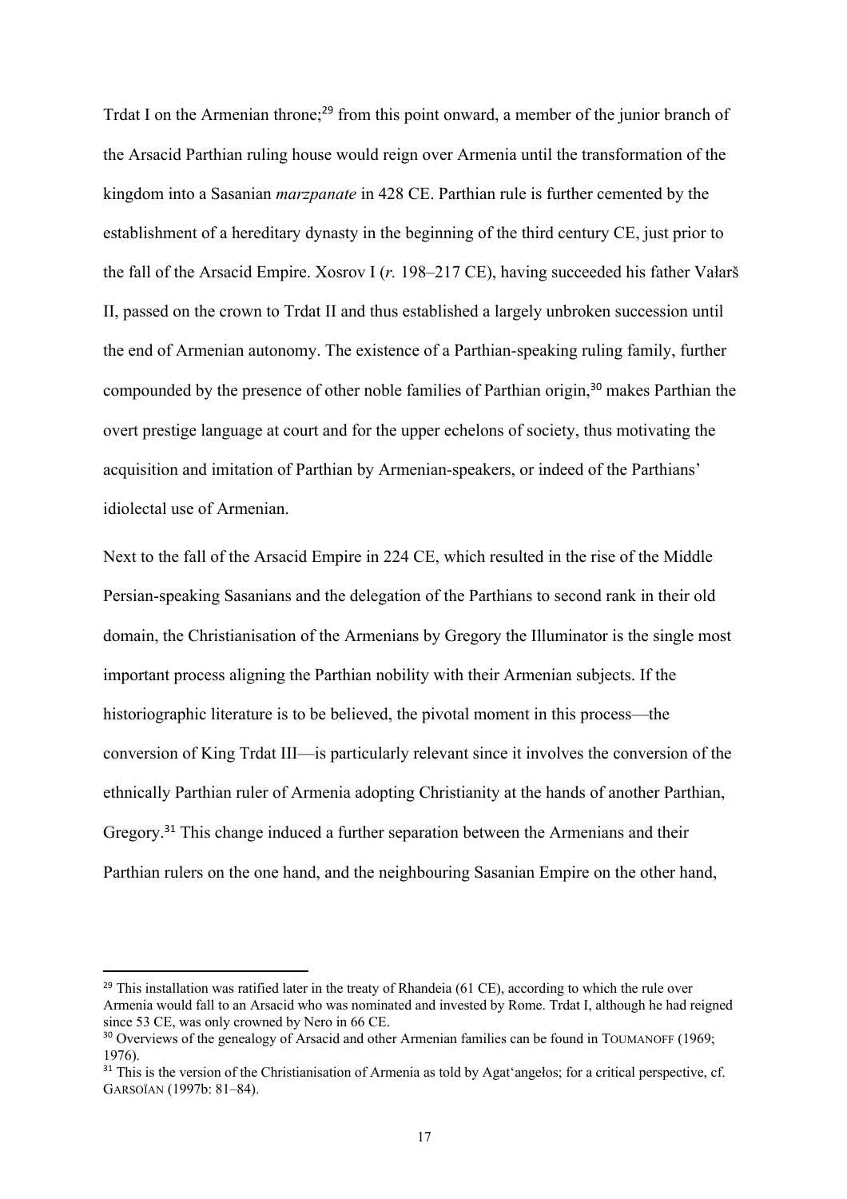Trdat I on the Armenian throne;[29] from this point onward, a member of the junior branch of the Arsacid Parthian ruling house would reign over Armenia until the transformation of the kingdom into a Sasanian *marzpanate* in 428 CE. Parthian rule is further cemented by the establishment of a hereditary dynasty in the beginning of the third century CE, just prior to the fall of the Arsacid Empire. Xosrov I (*r.* 198–217 CE), having succeeded his father Vałarš II, passed on the crown to Trdat II and thus established a largely unbroken succession until the end of Armenian autonomy. The existence of a Parthian-speaking ruling family, further compounded by the presence of other noble families of Parthian origin,[30] makes Parthian the overt prestige language at court and for the upper echelons of society, thus motivating the acquisition and imitation of Parthian by Armenian-speakers, or indeed of the Parthians' idiolectal use of Armenian.

Next to the fall of the Arsacid Empire in 224 CE, which resulted in the rise of the Middle Persian-speaking Sasanians and the delegation of the Parthians to second rank in their old domain, the Christianisation of the Armenians by Gregory the Illuminator is the single most important process aligning the Parthian nobility with their Armenian subjects. If the historiographic literature is to be believed, the pivotal moment in this process—the conversion of King Trdat III—is particularly relevant since it involves the conversion of the ethnically Parthian ruler of Armenia adopting Christianity at the hands of another Parthian, Gregory.[31] This change induced a further separation between the Armenians and their Parthian rulers on the one hand, and the neighbouring Sasanian Empire on the other hand,

---

[29] This installation was ratified later in the treaty of Rhandeia (61 CE), according to which the rule over Armenia would fall to an Arsacid who was nominated and invested by Rome. Trdat I, although he had reigned since 53 CE, was only crowned by Nero in 66 CE.

[30] Overviews of the genealogy of Arsacid and other Armenian families can be found in TOUMANOFF (1969; 1976).

[31] This is the version of the Christianisation of Armenia as told by Agat'angełos; for a critical perspective, cf. GARSOÏAN (1997b: 81–84).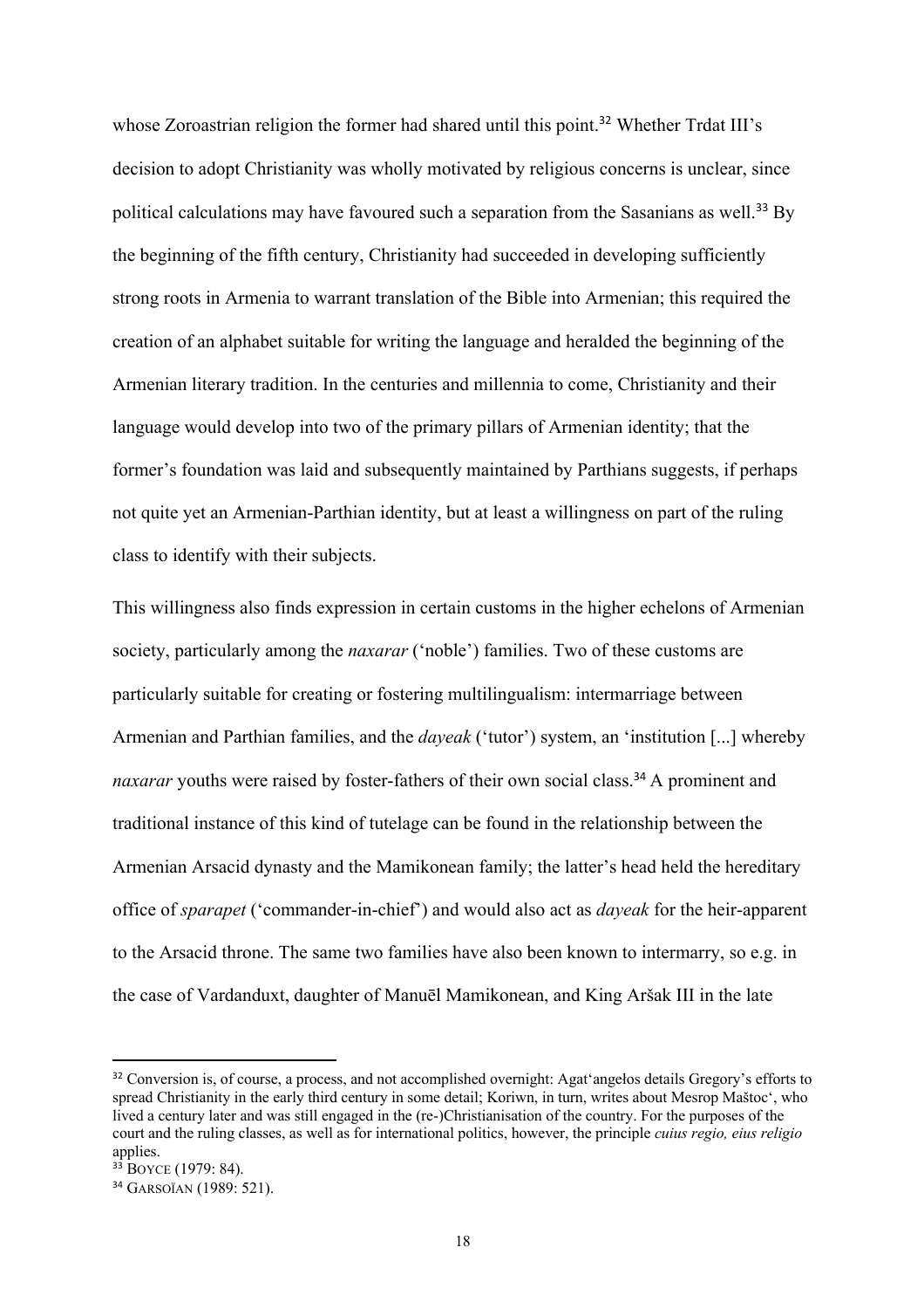whose Zoroastrian religion the former had shared until this point.[32] Whether Trdat III's decision to adopt Christianity was wholly motivated by religious concerns is unclear, since political calculations may have favoured such a separation from the Sasanians as well.[33] By the beginning of the fifth century, Christianity had succeeded in developing sufficiently strong roots in Armenia to warrant translation of the Bible into Armenian; this required the creation of an alphabet suitable for writing the language and heralded the beginning of the Armenian literary tradition. In the centuries and millennia to come, Christianity and their language would develop into two of the primary pillars of Armenian identity; that the former's foundation was laid and subsequently maintained by Parthians suggests, if perhaps not quite yet an Armenian-Parthian identity, but at least a willingness on part of the ruling class to identify with their subjects.

This willingness also finds expression in certain customs in the higher echelons of Armenian society, particularly among the *naxarar* ('noble') families. Two of these customs are particularly suitable for creating or fostering multilingualism: intermarriage between Armenian and Parthian families, and the *dayeak* ('tutor') system, an 'institution [...] whereby *naxarar* youths were raised by foster-fathers of their own social class.[34] A prominent and traditional instance of this kind of tutelage can be found in the relationship between the Armenian Arsacid dynasty and the Mamikonean family; the latter's head held the hereditary office of *sparapet* ('commander-in-chief') and would also act as *dayeak* for the heir-apparent to the Arsacid throne. The same two families have also been known to intermarry, so e.g. in the case of Vardanduxt, daughter of Manuēl Mamikonean, and King Aršak III in the late

---

[32] Conversion is, of course, a process, and not accomplished overnight: Agat'angełos details Gregory's efforts to spread Christianity in the early third century in some detail; Koriwn, in turn, writes about Mesrop Maštoc', who lived a century later and was still engaged in the (re-)Christianisation of the country. For the purposes of the court and the ruling classes, as well as for international politics, however, the principle *cuius regio, eius religio* applies.

[33] BOYCE (1979: 84).

[34] GARSOÏAN (1989: 521).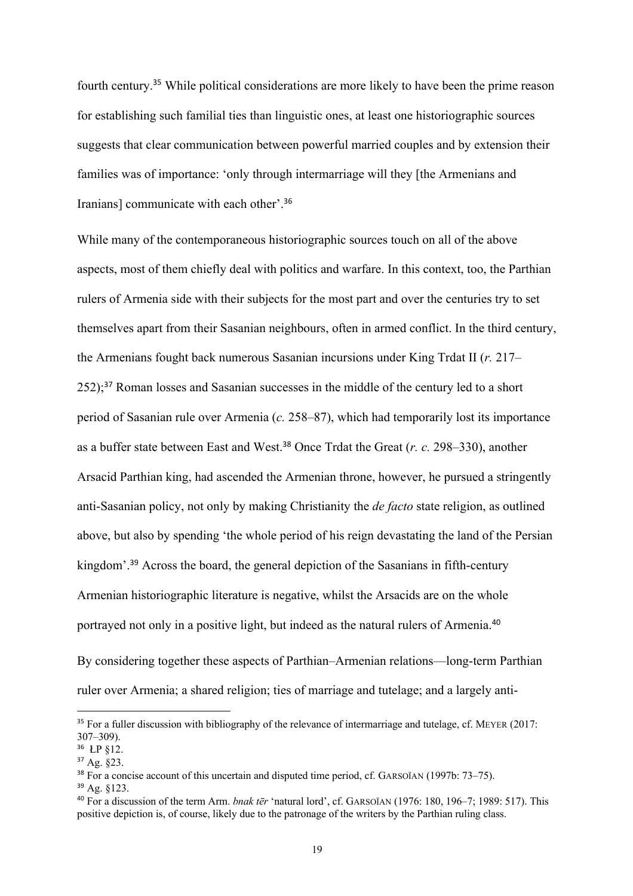fourth century.[35] While political considerations are more likely to have been the prime reason for establishing such familial ties than linguistic ones, at least one historiographic sources suggests that clear communication between powerful married couples and by extension their families was of importance: 'only through intermarriage will they [the Armenians and Iranians] communicate with each other'.[36]

While many of the contemporaneous historiographic sources touch on all of the above aspects, most of them chiefly deal with politics and warfare. In this context, too, the Parthian rulers of Armenia side with their subjects for the most part and over the centuries try to set themselves apart from their Sasanian neighbours, often in armed conflict. In the third century, the Armenians fought back numerous Sasanian incursions under King Trdat II (*r.* 217–252);[37] Roman losses and Sasanian successes in the middle of the century led to a short period of Sasanian rule over Armenia (*c.* 258–87), which had temporarily lost its importance as a buffer state between East and West.[38] Once Trdat the Great (*r. c.* 298–330), another Arsacid Parthian king, had ascended the Armenian throne, however, he pursued a stringently anti-Sasanian policy, not only by making Christianity the *de facto* state religion, as outlined above, but also by spending 'the whole period of his reign devastating the land of the Persian kingdom'.[39] Across the board, the general depiction of the Sasanians in fifth-century Armenian historiographic literature is negative, whilst the Arsacids are on the whole portrayed not only in a positive light, but indeed as the natural rulers of Armenia.[40]

By considering together these aspects of Parthian–Armenian relations—long-term Parthian ruler over Armenia; a shared religion; ties of marriage and tutelage; and a largely anti-

---

[35] For a fuller discussion with bibliography of the relevance of intermarriage and tutelage, cf. MEYER (2017: 307–309).

[36] ŁP §12.

[37] Ag. §23.

[38] For a concise account of this uncertain and disputed time period, cf. GARSOÏAN (1997b: 73–75).

[39] Ag. §123.

[40] For a discussion of the term Arm. *bnak tēr* 'natural lord', cf. GARSOÏAN (1976: 180, 196–7; 1989: 517). This positive depiction is, of course, likely due to the patronage of the writers by the Parthian ruling class.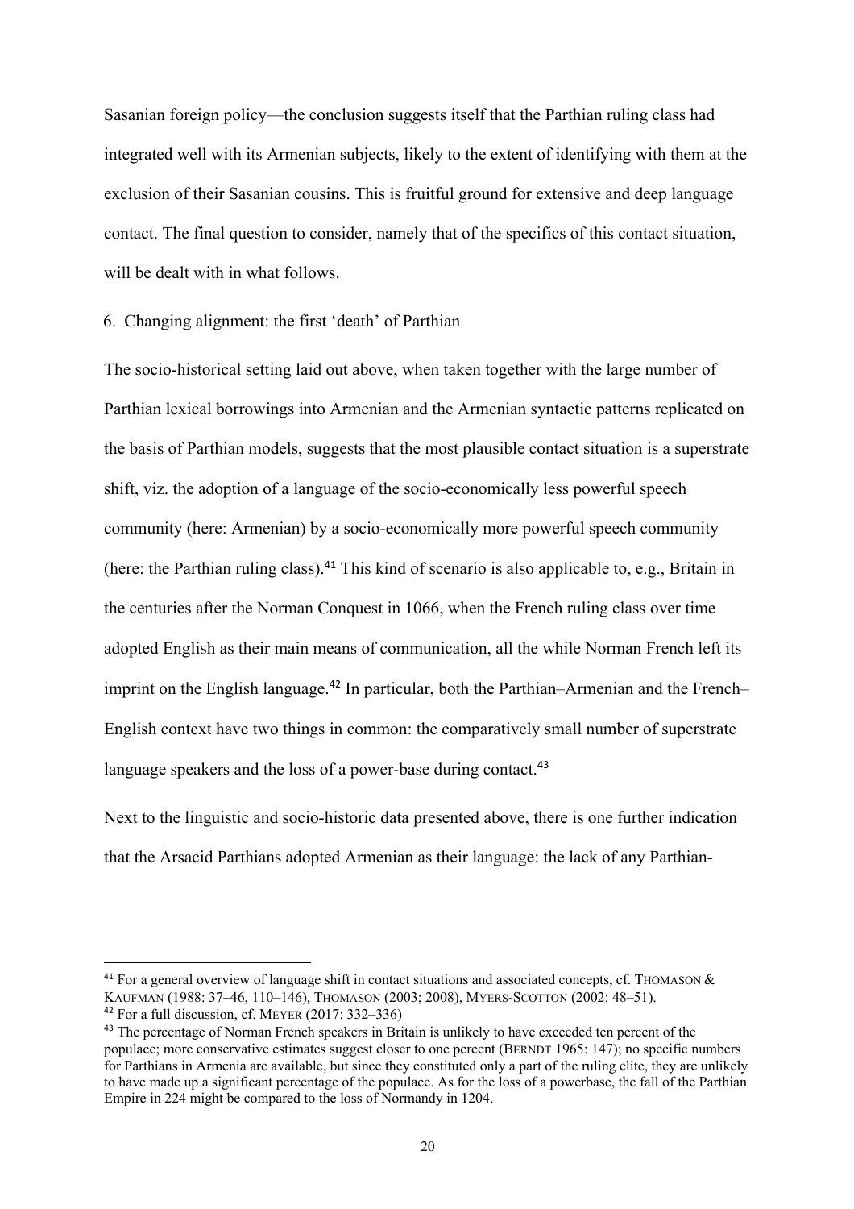Sasanian foreign policy—the conclusion suggests itself that the Parthian ruling class had integrated well with its Armenian subjects, likely to the extent of identifying with them at the exclusion of their Sasanian cousins. This is fruitful ground for extensive and deep language contact. The final question to consider, namely that of the specifics of this contact situation, will be dealt with in what follows.

## 6. Changing alignment: the first 'death' of Parthian

The socio-historical setting laid out above, when taken together with the large number of Parthian lexical borrowings into Armenian and the Armenian syntactic patterns replicated on the basis of Parthian models, suggests that the most plausible contact situation is a superstrate shift, viz. the adoption of a language of the socio-economically less powerful speech community (here: Armenian) by a socio-economically more powerful speech community (here: the Parthian ruling class).[41] This kind of scenario is also applicable to, e.g., Britain in the centuries after the Norman Conquest in 1066, when the French ruling class over time adopted English as their main means of communication, all the while Norman French left its imprint on the English language.[42] In particular, both the Parthian–Armenian and the French–English context have two things in common: the comparatively small number of superstrate language speakers and the loss of a power-base during contact.[43]

Next to the linguistic and socio-historic data presented above, there is one further indication that the Arsacid Parthians adopted Armenian as their language: the lack of any Parthian-

---

[41] For a general overview of language shift in contact situations and associated concepts, cf. THOMASON & KAUFMAN (1988: 37–46, 110–146), THOMASON (2003; 2008), MYERS-SCOTTON (2002: 48–51).

[42] For a full discussion, cf. MEYER (2017: 332–336)

[43] The percentage of Norman French speakers in Britain is unlikely to have exceeded ten percent of the populace; more conservative estimates suggest closer to one percent (BERNDT 1965: 147); no specific numbers for Parthians in Armenia are available, but since they constituted only a part of the ruling elite, they are unlikely to have made up a significant percentage of the populace. As for the loss of a powerbase, the fall of the Parthian Empire in 224 might be compared to the loss of Normandy in 1204.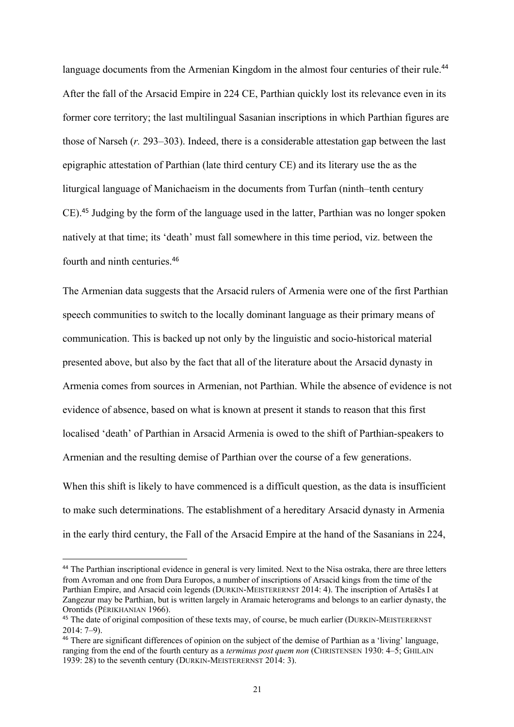language documents from the Armenian Kingdom in the almost four centuries of their rule.[44] After the fall of the Arsacid Empire in 224 CE, Parthian quickly lost its relevance even in its former core territory; the last multilingual Sasanian inscriptions in which Parthian figures are those of Narseh (*r.* 293–303). Indeed, there is a considerable attestation gap between the last epigraphic attestation of Parthian (late third century CE) and its literary use the as the liturgical language of Manichaeism in the documents from Turfan (ninth–tenth century CE).[45] Judging by the form of the language used in the latter, Parthian was no longer spoken natively at that time; its 'death' must fall somewhere in this time period, viz. between the fourth and ninth centuries.[46]

The Armenian data suggests that the Arsacid rulers of Armenia were one of the first Parthian speech communities to switch to the locally dominant language as their primary means of communication. This is backed up not only by the linguistic and socio-historical material presented above, but also by the fact that all of the literature about the Arsacid dynasty in Armenia comes from sources in Armenian, not Parthian. While the absence of evidence is not evidence of absence, based on what is known at present it stands to reason that this first localised 'death' of Parthian in Arsacid Armenia is owed to the shift of Parthian-speakers to Armenian and the resulting demise of Parthian over the course of a few generations.

When this shift is likely to have commenced is a difficult question, as the data is insufficient to make such determinations. The establishment of a hereditary Arsacid dynasty in Armenia in the early third century, the Fall of the Arsacid Empire at the hand of the Sasanians in 224,

---

[44] The Parthian inscriptional evidence in general is very limited. Next to the Nisa ostraka, there are three letters from Avroman and one from Dura Europos, a number of inscriptions of Arsacid kings from the time of the Parthian Empire, and Arsacid coin legends (DURKIN-MEISTERERNST 2014: 4). The inscription of Artašēs I at Zangezur may be Parthian, but is written largely in Aramaic heterograms and belongs to an earlier dynasty, the Orontids (PÉRIKHANIAN 1966).

[45] The date of original composition of these texts may, of course, be much earlier (DURKIN-MEISTERERNST 2014: 7–9).

[46] There are significant differences of opinion on the subject of the demise of Parthian as a 'living' language, ranging from the end of the fourth century as a *terminus post quem non* (CHRISTENSEN 1930: 4–5; GHILAIN 1939: 28) to the seventh century (DURKIN-MEISTERERNST 2014: 3).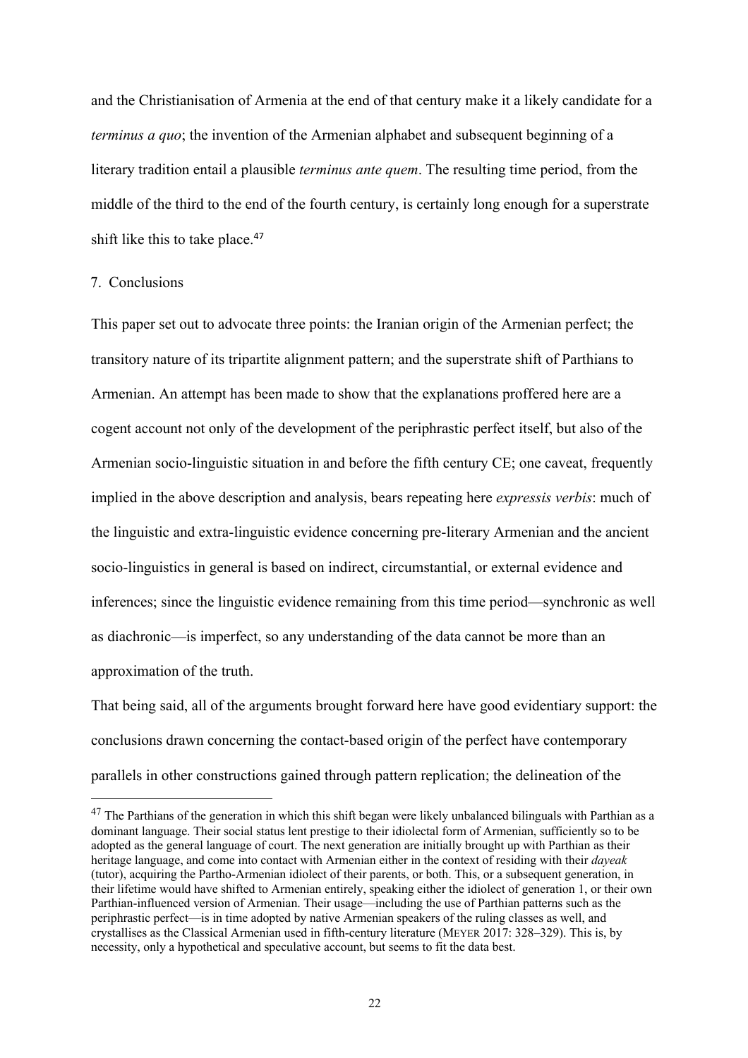and the Christianisation of Armenia at the end of that century make it a likely candidate for a *terminus a quo*; the invention of the Armenian alphabet and subsequent beginning of a literary tradition entail a plausible *terminus ante quem*. The resulting time period, from the middle of the third to the end of the fourth century, is certainly long enough for a superstrate shift like this to take place.[47]

## 7. Conclusions

This paper set out to advocate three points: the Iranian origin of the Armenian perfect; the transitory nature of its tripartite alignment pattern; and the superstrate shift of Parthians to Armenian. An attempt has been made to show that the explanations proffered here are a cogent account not only of the development of the periphrastic perfect itself, but also of the Armenian socio-linguistic situation in and before the fifth century CE; one caveat, frequently implied in the above description and analysis, bears repeating here *expressis verbis*: much of the linguistic and extra-linguistic evidence concerning pre-literary Armenian and the ancient socio-linguistics in general is based on indirect, circumstantial, or external evidence and inferences; since the linguistic evidence remaining from this time period—synchronic as well as diachronic—is imperfect, so any understanding of the data cannot be more than an approximation of the truth.

That being said, all of the arguments brought forward here have good evidentiary support: the conclusions drawn concerning the contact-based origin of the perfect have contemporary parallels in other constructions gained through pattern replication; the delineation of the

---

[47] The Parthians of the generation in which this shift began were likely unbalanced bilinguals with Parthian as a dominant language. Their social status lent prestige to their idiolectal form of Armenian, sufficiently so to be adopted as the general language of court. The next generation are initially brought up with Parthian as their heritage language, and come into contact with Armenian either in the context of residing with their *dayeak* (tutor), acquiring the Partho-Armenian idiolect of their parents, or both. This, or a subsequent generation, in their lifetime would have shifted to Armenian entirely, speaking either the idiolect of generation 1, or their own Parthian-influenced version of Armenian. Their usage—including the use of Parthian patterns such as the periphrastic perfect—is in time adopted by native Armenian speakers of the ruling classes as well, and crystallises as the Classical Armenian used in fifth-century literature (MEYER 2017: 328–329). This is, by necessity, only a hypothetical and speculative account, but seems to fit the data best.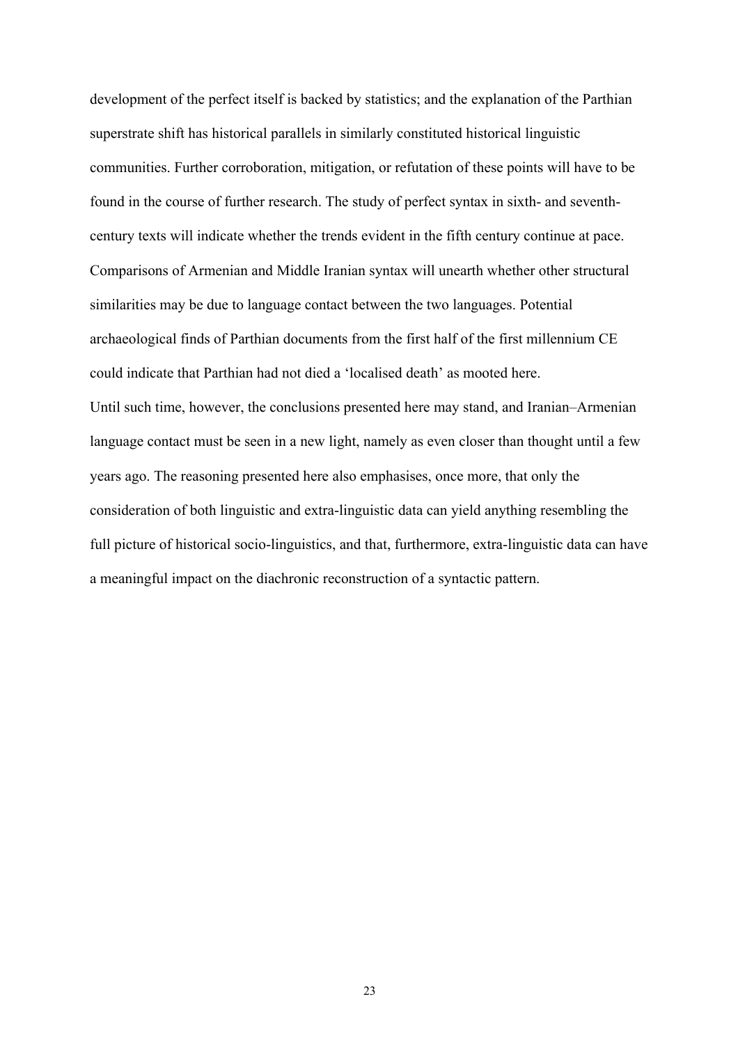development of the perfect itself is backed by statistics; and the explanation of the Parthian superstrate shift has historical parallels in similarly constituted historical linguistic communities. Further corroboration, mitigation, or refutation of these points will have to be found in the course of further research. The study of perfect syntax in sixth- and seventh-century texts will indicate whether the trends evident in the fifth century continue at pace. Comparisons of Armenian and Middle Iranian syntax will unearth whether other structural similarities may be due to language contact between the two languages. Potential archaeological finds of Parthian documents from the first half of the first millennium CE could indicate that Parthian had not died a 'localised death' as mooted here.

Until such time, however, the conclusions presented here may stand, and Iranian–Armenian language contact must be seen in a new light, namely as even closer than thought until a few years ago. The reasoning presented here also emphasises, once more, that only the consideration of both linguistic and extra-linguistic data can yield anything resembling the full picture of historical socio-linguistics, and that, furthermore, extra-linguistic data can have a meaningful impact on the diachronic reconstruction of a syntactic pattern.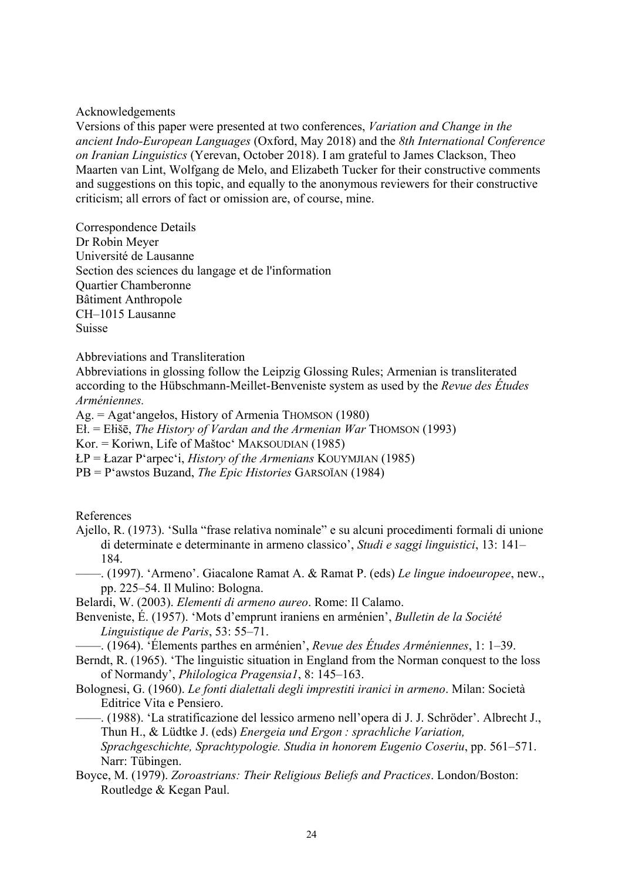Acknowledgements

Versions of this paper were presented at two conferences, *Variation and Change in the ancient Indo-European Languages* (Oxford, May 2018) and the *8th International Conference on Iranian Linguistics* (Yerevan, October 2018). I am grateful to James Clackson, Theo Maarten van Lint, Wolfgang de Melo, and Elizabeth Tucker for their constructive comments and suggestions on this topic, and equally to the anonymous reviewers for their constructive criticism; all errors of fact or omission are, of course, mine.

Correspondence Details

Dr Robin Meyer
Université de Lausanne
Section des sciences du langage et de l'information
Quartier Chamberonne
Bâtiment Anthropole
CH–1015 Lausanne
Suisse

Abbreviations and Transliteration

Abbreviations in glossing follow the Leipzig Glossing Rules; Armenian is transliterated according to the Hübschmann-Meillet-Benveniste system as used by the *Revue des Études Arméniennes.*

Ag. = Agat'angełos, History of Armenia THOMSON (1980)
Eł. = Ełišē, *The History of Vardan and the Armenian War* THOMSON (1993)
Kor. = Koriwn, Life of Maštoc' MAKSOUDIAN (1985)
ŁP = Łazar P'arpec'i, *History of the Armenians* KOUYMJIAN (1985)
PB = P'awstos Buzand, *The Epic Histories* GARSOÏAN (1984)

References

Ajello, R. (1973). 'Sulla "frase relativa nominale" e su alcuni procedimenti formali di unione di determinate e determinante in armeno classico', *Studi e saggi linguistici*, 13: 141–184.

——. (1997). 'Armeno'. Giacalone Ramat A. & Ramat P. (eds) *Le lingue indoeuropee*, new., pp. 225–54. Il Mulino: Bologna.

Belardi, W. (2003). *Elementi di armeno aureo*. Rome: Il Calamo.

Benveniste, É. (1957). 'Mots d'emprunt iraniens en arménien', *Bulletin de la Société Linguistique de Paris*, 53: 55–71.

——. (1964). 'Élements parthes en arménien', *Revue des Études Arméniennes*, 1: 1–39.

Berndt, R. (1965). 'The linguistic situation in England from the Norman conquest to the loss of Normandy', *Philologica Pragensia1*, 8: 145–163.

Bolognesi, G. (1960). *Le fonti dialettali degli imprestiti iranici in armeno*. Milan: Società Editrice Vita e Pensiero.

——. (1988). 'La stratificazione del lessico armeno nell'opera di J. J. Schröder'. Albrecht J., Thun H., & Lüdtke J. (eds) *Energeia und Ergon : sprachliche Variation, Sprachgeschichte, Sprachtypologie. Studia in honorem Eugenio Coseriu*, pp. 561–571. Narr: Tübingen.

Boyce, M. (1979). *Zoroastrians: Their Religious Beliefs and Practices*. London/Boston: Routledge & Kegan Paul.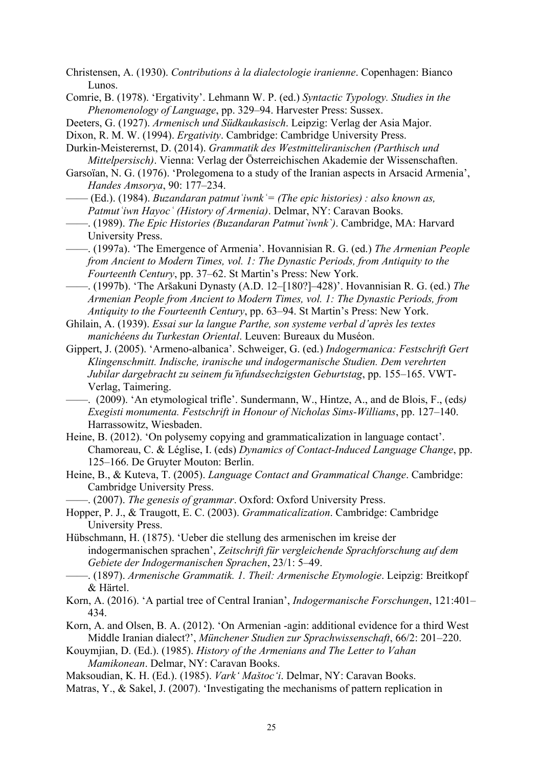Christensen, A. (1930). *Contributions à la dialectologie iranienne*. Copenhagen: Bianco Lunos.

Comrie, B. (1978). 'Ergativity'. Lehmann W. P. (ed.) *Syntactic Typology. Studies in the Phenomenology of Language*, pp. 329–94. Harvester Press: Sussex.

Deeters, G. (1927). *Armenisch und Südkaukasisch*. Leipzig: Verlag der Asia Major.

Dixon, R. M. W. (1994). *Ergativity*. Cambridge: Cambridge University Press.

Durkin-Meisterernst, D. (2014). *Grammatik des Westmitteliranischen (Parthisch und Mittelpersisch)*. Vienna: Verlag der Österreichischen Akademie der Wissenschaften.

Garsoïan, N. G. (1976). 'Prolegomena to a study of the Iranian aspects in Arsacid Armenia', *Handes Amsorya*, 90: 177–234.

—— (Ed.). (1984). *Buzandaran patmutʿiwnkʿ= (The epic histories) : also known as, Patmutʿiwn Hayocʿ (History of Armenia)*. Delmar, NY: Caravan Books.

——. (1989). *The Epic Histories (Buzandaran Patmut`iwnk`)*. Cambridge, MA: Harvard University Press.

——. (1997a). 'The Emergence of Armenia'. Hovannisian R. G. (ed.) *The Armenian People from Ancient to Modern Times, vol. 1: The Dynastic Periods, from Antiquity to the Fourteenth Century*, pp. 37–62. St Martin's Press: New York.

——. (1997b). 'The Aršakuni Dynasty (A.D. 12–[180?]–428)'. Hovannisian R. G. (ed.) *The Armenian People from Ancient to Modern Times, vol. 1: The Dynastic Periods, from Antiquity to the Fourteenth Century*, pp. 63–94. St Martin's Press: New York.

Ghilain, A. (1939). *Essai sur la langue Parthe, son systeme verbal d'après les textes manichéens du Turkestan Oriental*. Leuven: Bureaux du Muséon.

Gippert, J. (2005). 'Armeno-albanica'. Schweiger, G. (ed.) *Indogermanica: Festschrift Gert Klingenschmitt. Indische, iranische und indogermanische Studien. Dem verehrten Jubilar dargebracht zu seinem fünfundsechzigsten Geburtstag*, pp. 155–165. VWT-Verlag, Taimering.

——. (2009). 'An etymological trifle'. Sundermann, W., Hintze, A., and de Blois, F., (eds) *Exegisti monumenta. Festschrift in Honour of Nicholas Sims-Williams*, pp. 127–140. Harrassowitz, Wiesbaden.

Heine, B. (2012). 'On polysemy copying and grammaticalization in language contact'. Chamoreau, C. & Léglise, I. (eds) *Dynamics of Contact-Induced Language Change*, pp. 125–166. De Gruyter Mouton: Berlin.

Heine, B., & Kuteva, T. (2005). *Language Contact and Grammatical Change*. Cambridge: Cambridge University Press.

——. (2007). *The genesis of grammar*. Oxford: Oxford University Press.

Hopper, P. J., & Traugott, E. C. (2003). *Grammaticalization*. Cambridge: Cambridge University Press.

Hübschmann, H. (1875). 'Ueber die stellung des armenischen im kreise der indogermanischen sprachen', *Zeitschrift für vergleichende Sprachforschung auf dem Gebiete der Indogermanischen Sprachen*, 23/1: 5–49.

——. (1897). *Armenische Grammatik. 1. Theil: Armenische Etymologie*. Leipzig: Breitkopf & Härtel.

Korn, A. (2016). 'A partial tree of Central Iranian', *Indogermanische Forschungen*, 121:401–434.

Korn, A. and Olsen, B. A. (2012). 'On Armenian -agin: additional evidence for a third West Middle Iranian dialect?', *Münchener Studien zur Sprachwissenschaft*, 66/2: 201–220.

Kouymjian, D. (Ed.). (1985). *History of the Armenians and The Letter to Vahan Mamikonean*. Delmar, NY: Caravan Books.

Maksoudian, K. H. (Ed.). (1985). *Varkʿ Maštocʿi*. Delmar, NY: Caravan Books.

Matras, Y., & Sakel, J. (2007). 'Investigating the mechanisms of pattern replication in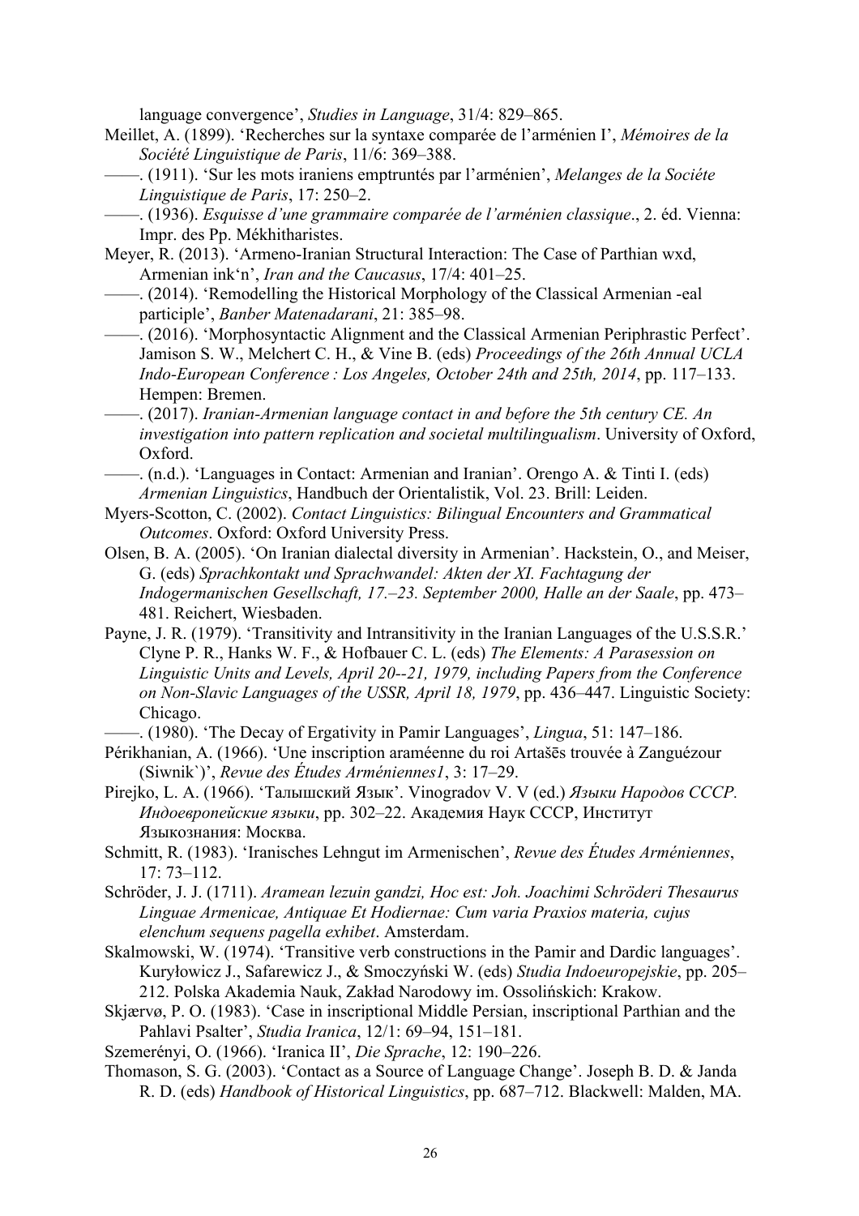language convergence', *Studies in Language*, 31/4: 829–865.

Meillet, A. (1899). 'Recherches sur la syntaxe comparée de l'arménien I', *Mémoires de la Société Linguistique de Paris*, 11/6: 369–388.

——. (1911). 'Sur les mots iraniens emptruntés par l'arménien', *Melanges de la Sociéte Linguistique de Paris*, 17: 250–2.

——. (1936). *Esquisse d'une grammaire comparée de l'arménien classique*., 2. éd. Vienna: Impr. des Pp. Mékhitharistes.

Meyer, R. (2013). 'Armeno-Iranian Structural Interaction: The Case of Parthian wxd, Armenian ink'n', *Iran and the Caucasus*, 17/4: 401–25.

——. (2014). 'Remodelling the Historical Morphology of the Classical Armenian -eal participle', *Banber Matenadarani*, 21: 385–98.

——. (2016). 'Morphosyntactic Alignment and the Classical Armenian Periphrastic Perfect'. Jamison S. W., Melchert C. H., & Vine B. (eds) *Proceedings of the 26th Annual UCLA Indo-European Conference : Los Angeles, October 24th and 25th, 2014*, pp. 117–133. Hempen: Bremen.

——. (2017). *Iranian-Armenian language contact in and before the 5th century CE. An investigation into pattern replication and societal multilingualism*. University of Oxford, Oxford.

——. (n.d.). 'Languages in Contact: Armenian and Iranian'. Orengo A. & Tinti I. (eds) *Armenian Linguistics*, Handbuch der Orientalistik, Vol. 23. Brill: Leiden.

Myers-Scotton, C. (2002). *Contact Linguistics: Bilingual Encounters and Grammatical Outcomes*. Oxford: Oxford University Press.

Olsen, B. A. (2005). 'On Iranian dialectal diversity in Armenian'. Hackstein, O., and Meiser, G. (eds) *Sprachkontakt und Sprachwandel: Akten der XI. Fachtagung der Indogermanischen Gesellschaft, 17.–23. September 2000, Halle an der Saale*, pp. 473–481. Reichert, Wiesbaden.

Payne, J. R. (1979). 'Transitivity and Intransitivity in the Iranian Languages of the U.S.S.R.' Clyne P. R., Hanks W. F., & Hofbauer C. L. (eds) *The Elements: A Parasession on Linguistic Units and Levels, April 20--21, 1979, including Papers from the Conference on Non-Slavic Languages of the USSR, April 18, 1979*, pp. 436–447. Linguistic Society: Chicago.

——. (1980). 'The Decay of Ergativity in Pamir Languages', *Lingua*, 51: 147–186.

Périkhanian, A. (1966). 'Une inscription araméenne du roi Artašēs trouvée à Zanguézour (Siwnik`)', *Revue des Études Arméniennes1*, 3: 17–29.

Pirejko, L. A. (1966). 'Талышский Язык'. Vinogradov V. V (ed.) *Языки Народов СССР. Индоевропейские языки*, pp. 302–22. Академия Наук СССР, Институт Языкознания: Москва.

Schmitt, R. (1983). 'Iranisches Lehngut im Armenischen', *Revue des Études Arméniennes*, 17: 73–112.

Schröder, J. J. (1711). *Aramean lezuin gandzi, Hoc est: Joh. Joachimi Schröderi Thesaurus Linguae Armenicae, Antiquae Et Hodiernae: Cum varia Praxios materia, cujus elenchum sequens pagella exhibet*. Amsterdam.

Skalmowski, W. (1974). 'Transitive verb constructions in the Pamir and Dardic languages'. Kuryłowicz J., Safarewicz J., & Smoczyński W. (eds) *Studia Indoeuropejskie*, pp. 205–212. Polska Akademia Nauk, Zakład Narodowy im. Ossolińskich: Krakow.

Skjærvø, P. O. (1983). 'Case in inscriptional Middle Persian, inscriptional Parthian and the Pahlavi Psalter', *Studia Iranica*, 12/1: 69–94, 151–181.

Szemerényi, O. (1966). 'Iranica II', *Die Sprache*, 12: 190–226.

Thomason, S. G. (2003). 'Contact as a Source of Language Change'. Joseph B. D. & Janda R. D. (eds) *Handbook of Historical Linguistics*, pp. 687–712. Blackwell: Malden, MA.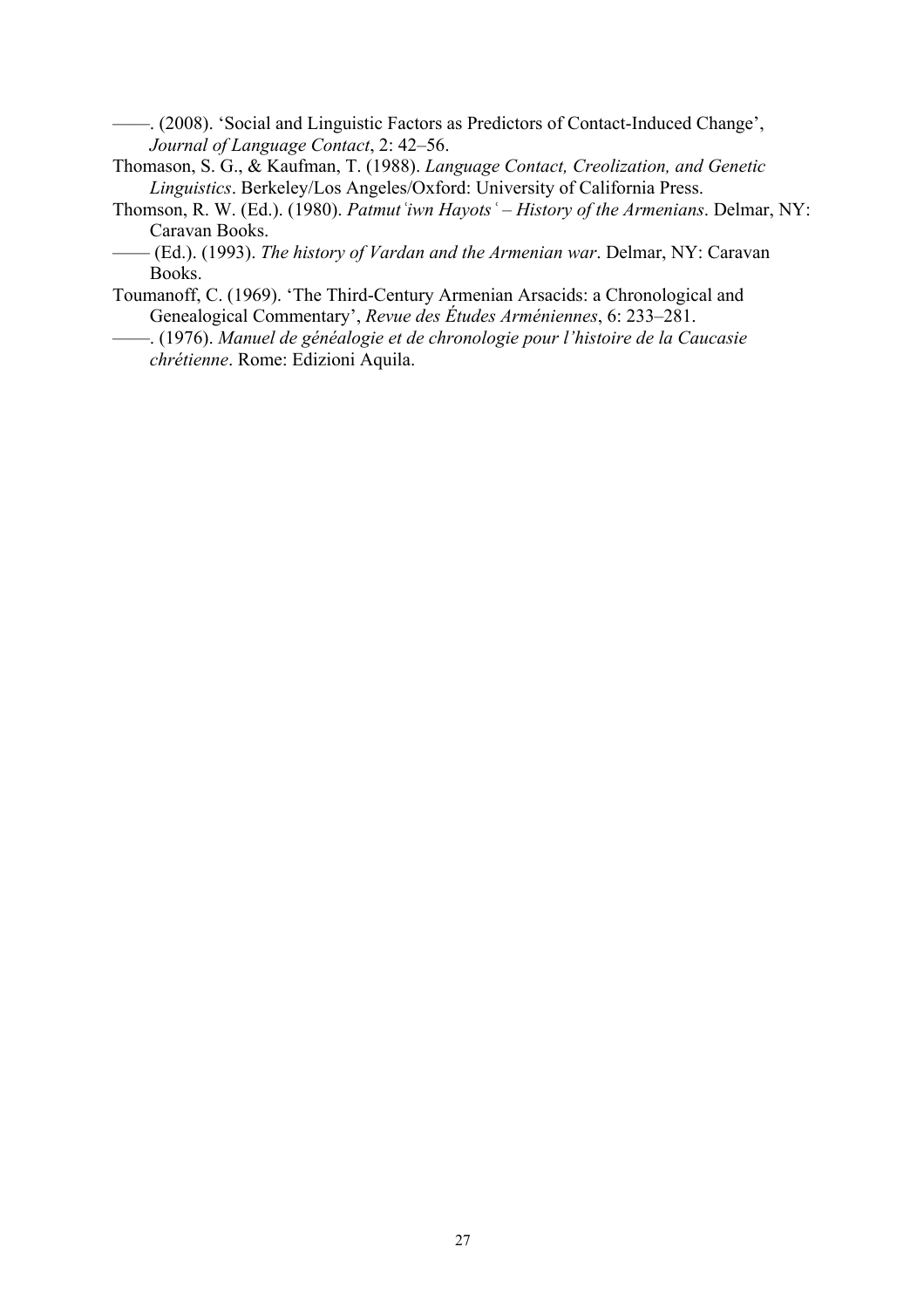——. (2008). 'Social and Linguistic Factors as Predictors of Contact-Induced Change', *Journal of Language Contact*, 2: 42–56.

Thomason, S. G., & Kaufman, T. (1988). *Language Contact, Creolization, and Genetic Linguistics*. Berkeley/Los Angeles/Oxford: University of California Press.

Thomson, R. W. (Ed.). (1980). *Patmutʿiwn Hayotsʿ – History of the Armenians*. Delmar, NY: Caravan Books.

—— (Ed.). (1993). *The history of Vardan and the Armenian war*. Delmar, NY: Caravan Books.

Toumanoff, C. (1969). 'The Third-Century Armenian Arsacids: a Chronological and Genealogical Commentary', *Revue des Études Arméniennes*, 6: 233–281.

——. (1976). *Manuel de généalogie et de chronologie pour l'histoire de la Caucasie chrétienne*. Rome: Edizioni Aquila.